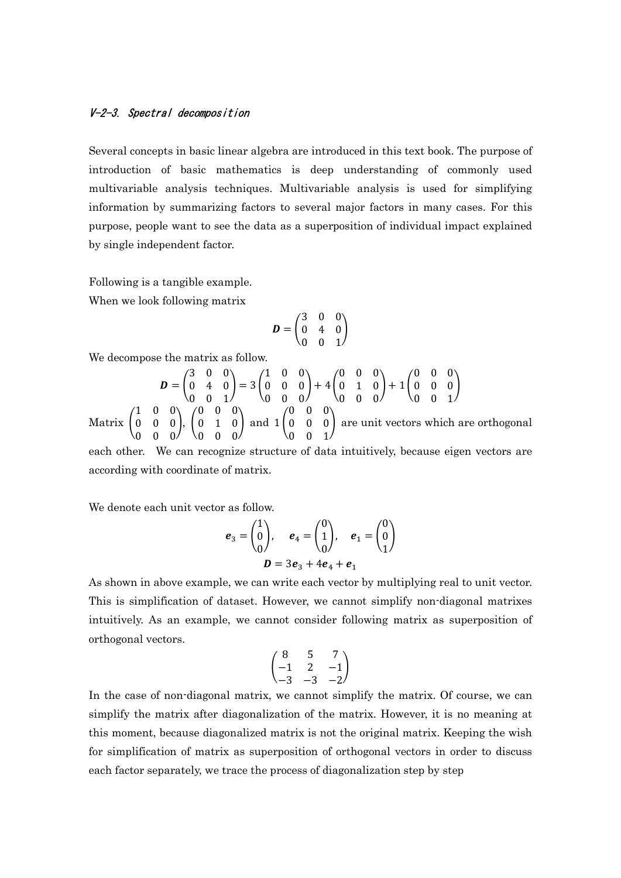### *V-2-3. Spectral decomposition*

Several concepts in basic linear algebra are introduced in this text book. The purpose of introduction of basic mathematics is deep understanding of commonly used multivariable analysis techniques. Multivariable analysis is used for simplifying information by summarizing factors to several major factors in many cases. For this purpose, people want to see the data as a superposition of individual impact explained by single independent factor.

Following is a tangible example.
When we look following matrix

$$\boldsymbol{D} = \begin{pmatrix} 3 & 0 & 0 \\ 0 & 4 & 0 \\ 0 & 0 & 1 \end{pmatrix}$$

We decompose the matrix as follow.

$$\boldsymbol{D} = \begin{pmatrix} 3 & 0 & 0 \\ 0 & 4 & 0 \\ 0 & 0 & 1 \end{pmatrix} = 3\begin{pmatrix} 1 & 0 & 0 \\ 0 & 0 & 0 \\ 0 & 0 & 0 \end{pmatrix} + 4\begin{pmatrix} 0 & 0 & 0 \\ 0 & 1 & 0 \\ 0 & 0 & 0 \end{pmatrix} + 1\begin{pmatrix} 0 & 0 & 0 \\ 0 & 0 & 0 \\ 0 & 0 & 1 \end{pmatrix}$$

Matrix $\begin{pmatrix} 1 & 0 & 0 \\ 0 & 0 & 0 \\ 0 & 0 & 0 \end{pmatrix}$, $\begin{pmatrix} 0 & 0 & 0 \\ 0 & 1 & 0 \\ 0 & 0 & 0 \end{pmatrix}$ and $1\begin{pmatrix} 0 & 0 & 0 \\ 0 & 0 & 0 \\ 0 & 0 & 1 \end{pmatrix}$ are unit vectors which are orthogonal each other. We can recognize structure of data intuitively, because eigen vectors are according with coordinate of matrix.

We denote each unit vector as follow.

$$\boldsymbol{e}_3 = \begin{pmatrix} 1 \\ 0 \\ 0 \end{pmatrix}, \quad \boldsymbol{e}_4 = \begin{pmatrix} 0 \\ 1 \\ 0 \end{pmatrix}, \quad \boldsymbol{e}_1 = \begin{pmatrix} 0 \\ 0 \\ 1 \end{pmatrix}$$

$$\boldsymbol{D} = 3\boldsymbol{e}_3 + 4\boldsymbol{e}_4 + \boldsymbol{e}_1$$

As shown in above example, we can write each vector by multiplying real to unit vector. This is simplification of dataset. However, we cannot simplify non-diagonal matrixes intuitively. As an example, we cannot consider following matrix as superposition of orthogonal vectors.

$$\begin{pmatrix} 8 & 5 & 7 \\ -1 & 2 & -1 \\ -3 & -3 & -2 \end{pmatrix}$$

In the case of non-diagonal matrix, we cannot simplify the matrix. Of course, we can simplify the matrix after diagonalization of the matrix. However, it is no meaning at this moment, because diagonalized matrix is not the original matrix. Keeping the wish for simplification of matrix as superposition of orthogonal vectors in order to discuss each factor separately, we trace the process of diagonalization step by step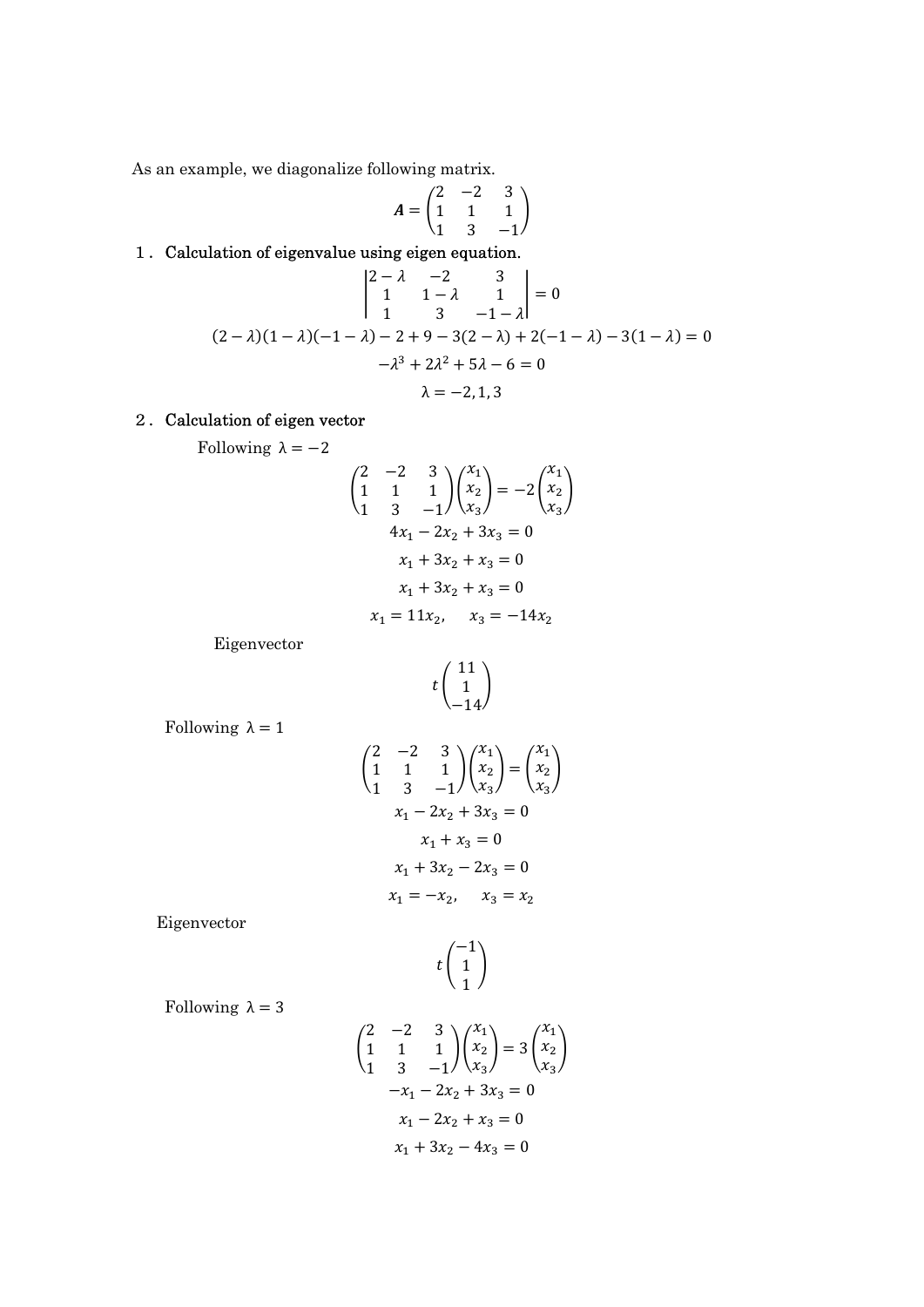As an example, we diagonalize following matrix.

$$\boldsymbol{A} = \begin{pmatrix} 2 & -2 & 3 \\ 1 & 1 & 1 \\ 1 & 3 & -1 \end{pmatrix}$$

**1. Calculation of eigenvalue using eigen equation.**

$$\begin{vmatrix} 2-\lambda & -2 & 3 \\ 1 & 1-\lambda & 1 \\ 1 & 3 & -1-\lambda \end{vmatrix} = 0$$

$$(2-\lambda)(1-\lambda)(-1-\lambda) - 2 + 9 - 3(2-\lambda) + 2(-1-\lambda) - 3(1-\lambda) = 0$$

$$-\lambda^3 + 2\lambda^2 + 5\lambda - 6 = 0$$

$$\lambda = -2, 1, 3$$

**2. Calculation of eigen vector**

Following $\lambda = -2$

$$\begin{pmatrix} 2 & -2 & 3 \\ 1 & 1 & 1 \\ 1 & 3 & -1 \end{pmatrix}\begin{pmatrix} x_1 \\ x_2 \\ x_3 \end{pmatrix} = -2\begin{pmatrix} x_1 \\ x_2 \\ x_3 \end{pmatrix}$$

$$4x_1 - 2x_2 + 3x_3 = 0$$

$$x_1 + 3x_2 + x_3 = 0$$

$$x_1 + 3x_2 + x_3 = 0$$

$$x_1 = 11x_2, \quad x_3 = -14x_2$$

Eigenvector

$$t\begin{pmatrix} 11 \\ 1 \\ -14 \end{pmatrix}$$

Following $\lambda = 1$

$$\begin{pmatrix} 2 & -2 & 3 \\ 1 & 1 & 1 \\ 1 & 3 & -1 \end{pmatrix}\begin{pmatrix} x_1 \\ x_2 \\ x_3 \end{pmatrix} = \begin{pmatrix} x_1 \\ x_2 \\ x_3 \end{pmatrix}$$

$$x_1 - 2x_2 + 3x_3 = 0$$

$$x_1 + x_3 = 0$$

$$x_1 + 3x_2 - 2x_3 = 0$$

$$x_1 = -x_2, \quad x_3 = x_2$$

Eigenvector

$$t\begin{pmatrix} -1 \\ 1 \\ 1 \end{pmatrix}$$

Following $\lambda = 3$

$$\begin{pmatrix} 2 & -2 & 3 \\ 1 & 1 & 1 \\ 1 & 3 & -1 \end{pmatrix}\begin{pmatrix} x_1 \\ x_2 \\ x_3 \end{pmatrix} = 3\begin{pmatrix} x_1 \\ x_2 \\ x_3 \end{pmatrix}$$

$$-x_1 - 2x_2 + 3x_3 = 0$$

$$x_1 - 2x_2 + x_3 = 0$$

$$x_1 + 3x_2 - 4x_3 = 0$$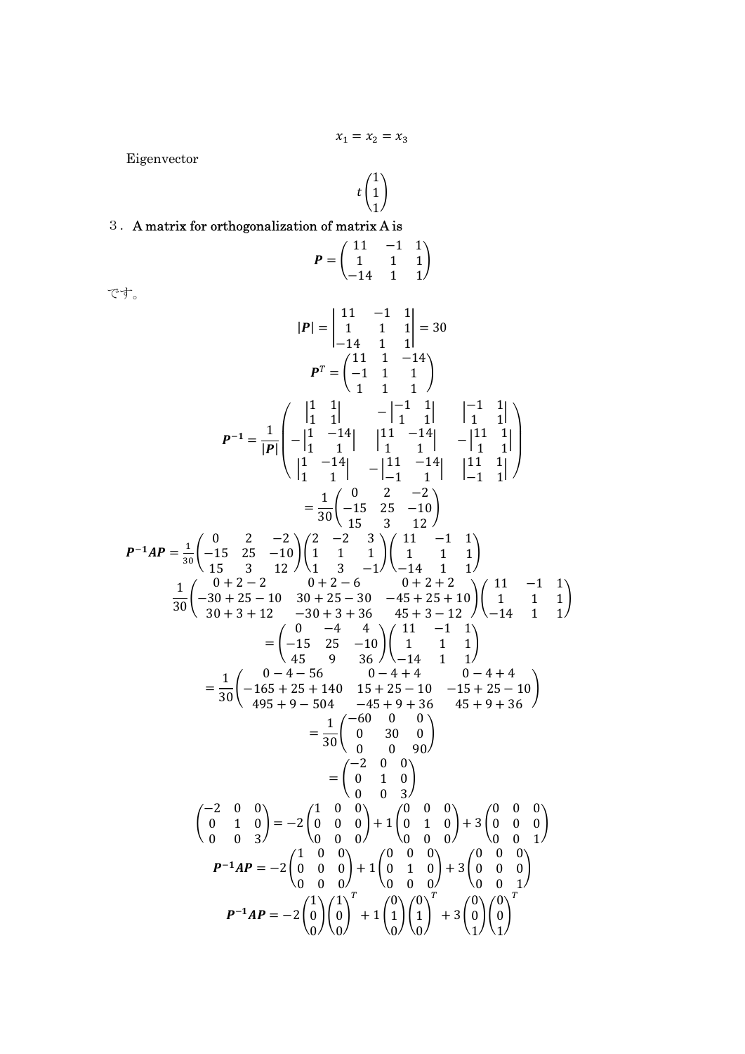$$x_1 = x_2 = x_3$$

Eigenvector

$$t\begin{pmatrix} 1 \\ 1 \\ 1 \end{pmatrix}$$

3． **A matrix for orthogonalization of matrix A is**

$$\boldsymbol{P} = \begin{pmatrix} 11 & -1 & 1 \\ 1 & 1 & 1 \\ -14 & 1 & 1 \end{pmatrix}$$

です。

$$|\boldsymbol{P}| = \begin{vmatrix} 11 & -1 & 1 \\ 1 & 1 & 1 \\ -14 & 1 & 1 \end{vmatrix} = 30$$

$$\boldsymbol{P}^T = \begin{pmatrix} 11 & 1 & -14 \\ -1 & 1 & 1 \\ 1 & 1 & 1 \end{pmatrix}$$

$$\boldsymbol{P}^{-1} = \frac{1}{|\boldsymbol{P}|}\begin{pmatrix} \begin{vmatrix} 1 & 1 \\ 1 & 1 \end{vmatrix} & -\begin{vmatrix} -1 & 1 \\ 1 & 1 \end{vmatrix} & \begin{vmatrix} -1 & 1 \\ 1 & 1 \end{vmatrix} \\ -\begin{vmatrix} 1 & -14 \\ 1 & 1 \end{vmatrix} & \begin{vmatrix} 11 & -14 \\ 1 & 1 \end{vmatrix} & -\begin{vmatrix} 11 & 1 \\ 1 & 1 \end{vmatrix} \\ \begin{vmatrix} 1 & -14 \\ 1 & 1 \end{vmatrix} & -\begin{vmatrix} 11 & -14 \\ -1 & 1 \end{vmatrix} & \begin{vmatrix} 11 & 1 \\ -1 & 1 \end{vmatrix} \end{pmatrix}$$

$$= \frac{1}{30}\begin{pmatrix} 0 & 2 & -2 \\ -15 & 25 & -10 \\ 15 & 3 & 12 \end{pmatrix}$$

$$\boldsymbol{P}^{-1}\boldsymbol{A}\boldsymbol{P} = \frac{1}{30}\begin{pmatrix} 0 & 2 & -2 \\ -15 & 25 & -10 \\ 15 & 3 & 12 \end{pmatrix}\begin{pmatrix} 2 & -2 & 3 \\ 1 & 1 & 1 \\ 1 & 3 & -1 \end{pmatrix}\begin{pmatrix} 11 & -1 & 1 \\ 1 & 1 & 1 \\ -14 & 1 & 1 \end{pmatrix}$$

$$\frac{1}{30}\begin{pmatrix} 0+2-2 & 0+2-6 & 0+2+2 \\ -30+25-10 & 30+25-30 & -45+25+10 \\ 30+3+12 & -30+3+36 & 45+3-12 \end{pmatrix}\begin{pmatrix} 11 & -1 & 1 \\ 1 & 1 & 1 \\ -14 & 1 & 1 \end{pmatrix}$$

$$= \begin{pmatrix} 0 & -4 & 4 \\ -15 & 25 & -10 \\ 45 & 9 & 36 \end{pmatrix}\begin{pmatrix} 11 & -1 & 1 \\ 1 & 1 & 1 \\ -14 & 1 & 1 \end{pmatrix}$$

$$= \frac{1}{30}\begin{pmatrix} 0-4-56 & 0-4+4 & 0-4+4 \\ -165+25+140 & 15+25-10 & -15+25-10 \\ 495+9-504 & -45+9+36 & 45+9+36 \end{pmatrix}$$

$$= \frac{1}{30}\begin{pmatrix} -60 & 0 & 0 \\ 0 & 30 & 0 \\ 0 & 0 & 90 \end{pmatrix}$$

$$= \begin{pmatrix} -2 & 0 & 0 \\ 0 & 1 & 0 \\ 0 & 0 & 3 \end{pmatrix}$$

$$\begin{pmatrix} -2 & 0 & 0 \\ 0 & 1 & 0 \\ 0 & 0 & 3 \end{pmatrix} = -2\begin{pmatrix} 1 & 0 & 0 \\ 0 & 0 & 0 \\ 0 & 0 & 0 \end{pmatrix} + 1\begin{pmatrix} 0 & 0 & 0 \\ 0 & 1 & 0 \\ 0 & 0 & 0 \end{pmatrix} + 3\begin{pmatrix} 0 & 0 & 0 \\ 0 & 0 & 0 \\ 0 & 0 & 1 \end{pmatrix}$$

$$\boldsymbol{P}^{-1}\boldsymbol{A}\boldsymbol{P} = -2\begin{pmatrix} 1 & 0 & 0 \\ 0 & 0 & 0 \\ 0 & 0 & 0 \end{pmatrix} + 1\begin{pmatrix} 0 & 0 & 0 \\ 0 & 1 & 0 \\ 0 & 0 & 0 \end{pmatrix} + 3\begin{pmatrix} 0 & 0 & 0 \\ 0 & 0 & 0 \\ 0 & 0 & 1 \end{pmatrix}$$

$$\boldsymbol{P}^{-1}\boldsymbol{A}\boldsymbol{P} = -2\begin{pmatrix} 1 \\ 0 \\ 0 \end{pmatrix}\begin{pmatrix} 1 \\ 0 \\ 0 \end{pmatrix}^T + 1\begin{pmatrix} 0 \\ 1 \\ 0 \end{pmatrix}\begin{pmatrix} 0 \\ 1 \\ 0 \end{pmatrix}^T + 3\begin{pmatrix} 0 \\ 0 \\ 1 \end{pmatrix}\begin{pmatrix} 0 \\ 0 \\ 1 \end{pmatrix}^T$$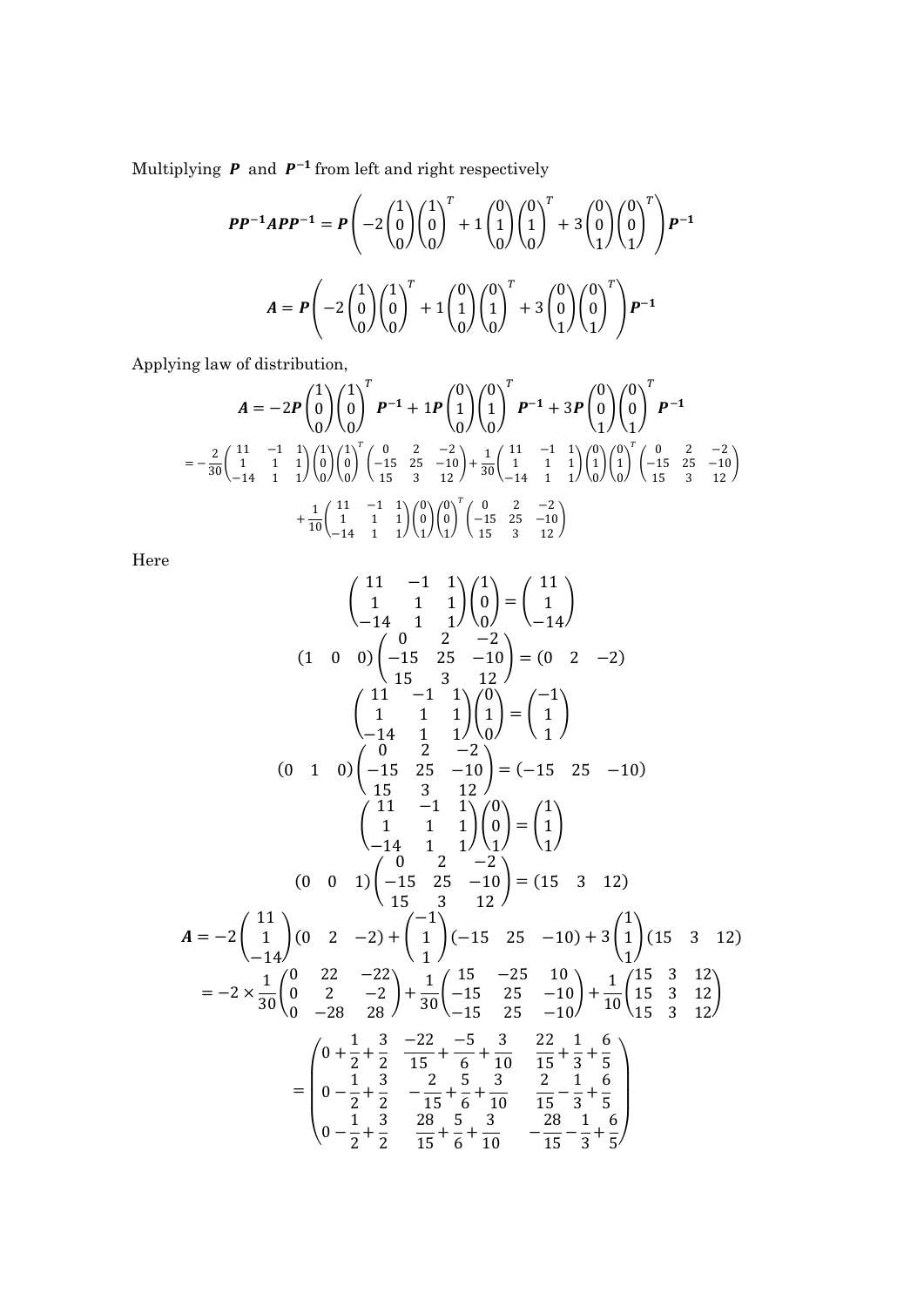Multiplying $\boldsymbol{P}$ and $\boldsymbol{P^{-1}}$ from left and right respectively

$$\boldsymbol{PP^{-1}APP^{-1}} = \boldsymbol{P}\left(-2\begin{pmatrix}1\\0\\0\end{pmatrix}\begin{pmatrix}1\\0\\0\end{pmatrix}^T + 1\begin{pmatrix}0\\1\\0\end{pmatrix}\begin{pmatrix}0\\1\\0\end{pmatrix}^T + 3\begin{pmatrix}0\\0\\1\end{pmatrix}\begin{pmatrix}0\\0\\1\end{pmatrix}^T\right)\boldsymbol{P^{-1}}$$

$$\boldsymbol{A} = \boldsymbol{P}\left(-2\begin{pmatrix}1\\0\\0\end{pmatrix}\begin{pmatrix}1\\0\\0\end{pmatrix}^T + 1\begin{pmatrix}0\\1\\0\end{pmatrix}\begin{pmatrix}0\\1\\0\end{pmatrix}^T + 3\begin{pmatrix}0\\0\\1\end{pmatrix}\begin{pmatrix}0\\0\\1\end{pmatrix}^T\right)\boldsymbol{P^{-1}}$$

Applying law of distribution,

$$\boldsymbol{A} = -2\boldsymbol{P}\begin{pmatrix}1\\0\\0\end{pmatrix}\begin{pmatrix}1\\0\\0\end{pmatrix}^T\boldsymbol{P^{-1}} + 1\boldsymbol{P}\begin{pmatrix}0\\1\\0\end{pmatrix}\begin{pmatrix}0\\1\\0\end{pmatrix}^T\boldsymbol{P^{-1}} + 3\boldsymbol{P}\begin{pmatrix}0\\0\\1\end{pmatrix}\begin{pmatrix}0\\0\\1\end{pmatrix}^T\boldsymbol{P^{-1}}$$

$$= -\frac{2}{30}\begin{pmatrix}11 & -1 & 1\\1 & 1 & 1\\-14 & 1 & 1\end{pmatrix}\begin{pmatrix}1\\0\\0\end{pmatrix}\begin{pmatrix}1\\0\\0\end{pmatrix}^T\begin{pmatrix}0 & 2 & -2\\-15 & 25 & -10\\15 & 3 & 12\end{pmatrix} + \frac{1}{30}\begin{pmatrix}11 & -1 & 1\\1 & 1 & 1\\-14 & 1 & 1\end{pmatrix}\begin{pmatrix}0\\1\\0\end{pmatrix}\begin{pmatrix}0\\1\\0\end{pmatrix}^T\begin{pmatrix}0 & 2 & -2\\-15 & 25 & -10\\15 & 3 & 12\end{pmatrix}$$

$$+\frac{1}{10}\begin{pmatrix}11 & -1 & 1\\1 & 1 & 1\\-14 & 1 & 1\end{pmatrix}\begin{pmatrix}0\\0\\1\end{pmatrix}\begin{pmatrix}0\\0\\1\end{pmatrix}^T\begin{pmatrix}0 & 2 & -2\\-15 & 25 & -10\\15 & 3 & 12\end{pmatrix}$$

Here

$$\begin{pmatrix}11 & -1 & 1\\1 & 1 & 1\\-14 & 1 & 1\end{pmatrix}\begin{pmatrix}1\\0\\0\end{pmatrix} = \begin{pmatrix}11\\1\\-14\end{pmatrix}$$

$$\begin{pmatrix}1 & 0 & 0\end{pmatrix}\begin{pmatrix}0 & 2 & -2\\-15 & 25 & -10\\15 & 3 & 12\end{pmatrix} = \begin{pmatrix}0 & 2 & -2\end{pmatrix}$$

$$\begin{pmatrix}11 & -1 & 1\\1 & 1 & 1\\-14 & 1 & 1\end{pmatrix}\begin{pmatrix}0\\1\\0\end{pmatrix} = \begin{pmatrix}-1\\1\\1\end{pmatrix}$$

$$\begin{pmatrix}0 & 1 & 0\end{pmatrix}\begin{pmatrix}0 & 2 & -2\\-15 & 25 & -10\\15 & 3 & 12\end{pmatrix} = \begin{pmatrix}-15 & 25 & -10\end{pmatrix}$$

$$\begin{pmatrix}11 & -1 & 1\\1 & 1 & 1\\-14 & 1 & 1\end{pmatrix}\begin{pmatrix}0\\0\\1\end{pmatrix} = \begin{pmatrix}1\\1\\1\end{pmatrix}$$

$$\begin{pmatrix}0 & 0 & 1\end{pmatrix}\begin{pmatrix}0 & 2 & -2\\-15 & 25 & -10\\15 & 3 & 12\end{pmatrix} = \begin{pmatrix}15 & 3 & 12\end{pmatrix}$$

$$\boldsymbol{A} = -2\begin{pmatrix}11\\1\\-14\end{pmatrix}\begin{pmatrix}0 & 2 & -2\end{pmatrix} + \begin{pmatrix}-1\\1\\1\end{pmatrix}\begin{pmatrix}-15 & 25 & -10\end{pmatrix} + 3\begin{pmatrix}1\\1\\1\end{pmatrix}\begin{pmatrix}15 & 3 & 12\end{pmatrix}$$

$$= -2\times\frac{1}{30}\begin{pmatrix}0 & 22 & -22\\0 & 2 & -2\\0 & -28 & 28\end{pmatrix} + \frac{1}{30}\begin{pmatrix}15 & -25 & 10\\-15 & 25 & -10\\-15 & 25 & -10\end{pmatrix} + \frac{1}{10}\begin{pmatrix}15 & 3 & 12\\15 & 3 & 12\\15 & 3 & 12\end{pmatrix}$$

$$= \begin{pmatrix}0 + \frac{1}{2} + \frac{3}{2} & \frac{-22}{15} + \frac{-5}{6} + \frac{3}{10} & \frac{22}{15} + \frac{1}{3} + \frac{6}{5}\\ 0 - \frac{1}{2} + \frac{3}{2} & -\frac{2}{15} + \frac{5}{6} + \frac{3}{10} & \frac{2}{15} - \frac{1}{3} + \frac{6}{5}\\ 0 - \frac{1}{2} + \frac{3}{2} & \frac{28}{15} + \frac{5}{6} + \frac{3}{10} & -\frac{28}{15} - \frac{1}{3} + \frac{6}{5}\end{pmatrix}$$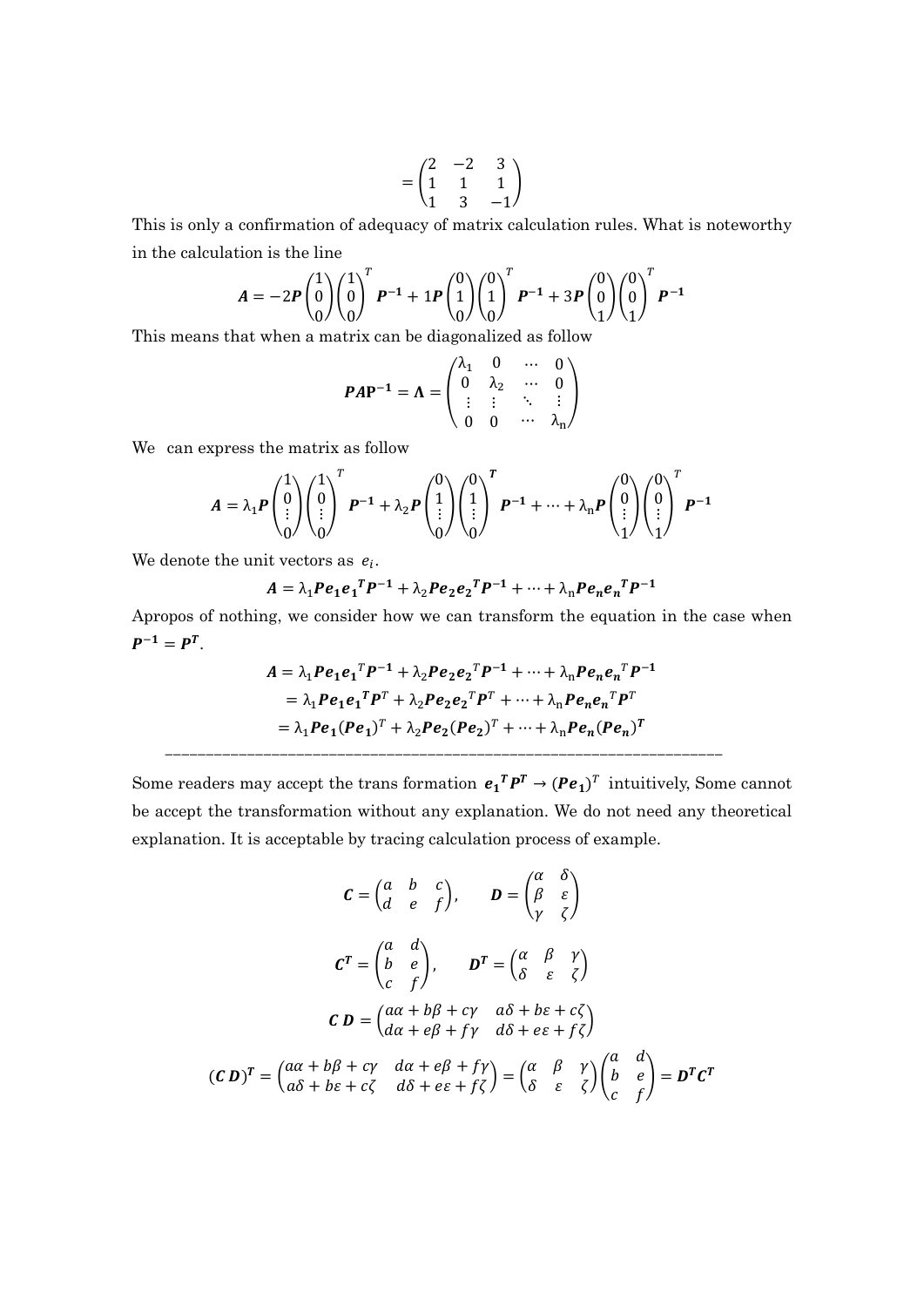$$= \begin{pmatrix} 2 & -2 & 3 \\ 1 & 1 & 1 \\ 1 & 3 & -1 \end{pmatrix}$$

This is only a confirmation of adequacy of matrix calculation rules. What is noteworthy in the calculation is the line

$$\boldsymbol{A} = -2\boldsymbol{P}\begin{pmatrix} 1 \\ 0 \\ 0 \end{pmatrix}\begin{pmatrix} 1 \\ 0 \\ 0 \end{pmatrix}^T \boldsymbol{P^{-1}} + 1\boldsymbol{P}\begin{pmatrix} 0 \\ 1 \\ 0 \end{pmatrix}\begin{pmatrix} 0 \\ 1 \\ 0 \end{pmatrix}^T \boldsymbol{P^{-1}} + 3\boldsymbol{P}\begin{pmatrix} 0 \\ 0 \\ 1 \end{pmatrix}\begin{pmatrix} 0 \\ 0 \\ 1 \end{pmatrix}^T \boldsymbol{P^{-1}}$$

This means that when a matrix can be diagonalized as follow

$$\boldsymbol{P}\boldsymbol{A}\mathbf{P^{-1}} = \boldsymbol{\Lambda} = \begin{pmatrix} \lambda_1 & 0 & \cdots & 0 \\ 0 & \lambda_2 & \cdots & 0 \\ \vdots & \vdots & \ddots & \vdots \\ 0 & 0 & \cdots & \lambda_n \end{pmatrix}$$

We can express the matrix as follow

$$\boldsymbol{A} = \lambda_1\boldsymbol{P}\begin{pmatrix} 1 \\ 0 \\ \vdots \\ 0 \end{pmatrix}\begin{pmatrix} 1 \\ 0 \\ \vdots \\ 0 \end{pmatrix}^T \boldsymbol{P^{-1}} + \lambda_2\boldsymbol{P}\begin{pmatrix} 0 \\ 1 \\ \vdots \\ 0 \end{pmatrix}\begin{pmatrix} 0 \\ 1 \\ \vdots \\ 0 \end{pmatrix}^{\boldsymbol{T}} \boldsymbol{P^{-1}} + \cdots + \lambda_n\boldsymbol{P}\begin{pmatrix} 0 \\ 0 \\ \vdots \\ 1 \end{pmatrix}\begin{pmatrix} 0 \\ 0 \\ \vdots \\ 1 \end{pmatrix}^T \boldsymbol{P^{-1}}$$

We denote the unit vectors as $e_i$.

$$\boldsymbol{A} = \lambda_1\boldsymbol{P}\boldsymbol{e_1}\boldsymbol{e_1}^{\boldsymbol{T}}\boldsymbol{P^{-1}} + \lambda_2\boldsymbol{P}\boldsymbol{e_2}\boldsymbol{e_2}^{\boldsymbol{T}}\boldsymbol{P^{-1}} + \cdots + \lambda_n\boldsymbol{P}\boldsymbol{e_n}\boldsymbol{e_n}^{\boldsymbol{T}}\boldsymbol{P^{-1}}$$

Apropos of nothing, we consider how we can transform the equation in the case when $\boldsymbol{P^{-1}} = \boldsymbol{P^T}$.

$$\begin{aligned}\boldsymbol{A} &= \lambda_1\boldsymbol{P}\boldsymbol{e_1}\boldsymbol{e_1}^{\boldsymbol{T}}\boldsymbol{P^{-1}} + \lambda_2\boldsymbol{P}\boldsymbol{e_2}\boldsymbol{e_2}^{\boldsymbol{T}}\boldsymbol{P^{-1}} + \cdots + \lambda_n\boldsymbol{P}\boldsymbol{e_n}\boldsymbol{e_n}^{\boldsymbol{T}}\boldsymbol{P^{-1}} \\ &= \lambda_1\boldsymbol{P}\boldsymbol{e_1}\boldsymbol{e_1}^{\boldsymbol{T}}\boldsymbol{P}^T + \lambda_2\boldsymbol{P}\boldsymbol{e_2}\boldsymbol{e_2}^{\boldsymbol{T}}\boldsymbol{P}^T + \cdots + \lambda_n\boldsymbol{P}\boldsymbol{e_n}\boldsymbol{e_n}^{\boldsymbol{T}}\boldsymbol{P}^T \\ &= \lambda_1\boldsymbol{P}\boldsymbol{e_1}(\boldsymbol{P}\boldsymbol{e_1})^T + \lambda_2\boldsymbol{P}\boldsymbol{e_2}(\boldsymbol{P}\boldsymbol{e_2})^T + \cdots + \lambda_n\boldsymbol{P}\boldsymbol{e_n}(\boldsymbol{P}\boldsymbol{e_n})^{\boldsymbol{T}}\end{aligned}$$

---

Some readers may accept the trans formation $\boldsymbol{e_1}^{\boldsymbol{T}}\boldsymbol{P^T} \rightarrow (\boldsymbol{P}\boldsymbol{e_1})^T$ intuitively, Some cannot be accept the transformation without any explanation. We do not need any theoretical explanation. It is acceptable by tracing calculation process of example.

$$\boldsymbol{C} = \begin{pmatrix} a & b & c \\ d & e & f \end{pmatrix}, \qquad \boldsymbol{D} = \begin{pmatrix} \alpha & \delta \\ \beta & \varepsilon \\ \gamma & \zeta \end{pmatrix}$$

$$\boldsymbol{C^T} = \begin{pmatrix} a & d \\ b & e \\ c & f \end{pmatrix}, \qquad \boldsymbol{D^T} = \begin{pmatrix} \alpha & \beta & \gamma \\ \delta & \varepsilon & \zeta \end{pmatrix}$$

$$\boldsymbol{C}\,\boldsymbol{D} = \begin{pmatrix} a\alpha + b\beta + c\gamma & a\delta + b\varepsilon + c\zeta \\ d\alpha + e\beta + f\gamma & d\delta + e\varepsilon + f\zeta \end{pmatrix}$$

$$(\boldsymbol{C}\,\boldsymbol{D})^{\boldsymbol{T}} = \begin{pmatrix} a\alpha + b\beta + c\gamma & d\alpha + e\beta + f\gamma \\ a\delta + b\varepsilon + c\zeta & d\delta + e\varepsilon + f\zeta \end{pmatrix} = \begin{pmatrix} \alpha & \beta & \gamma \\ \delta & \varepsilon & \zeta \end{pmatrix}\begin{pmatrix} a & d \\ b & e \\ c & f \end{pmatrix} = \boldsymbol{D^T}\boldsymbol{C^T}$$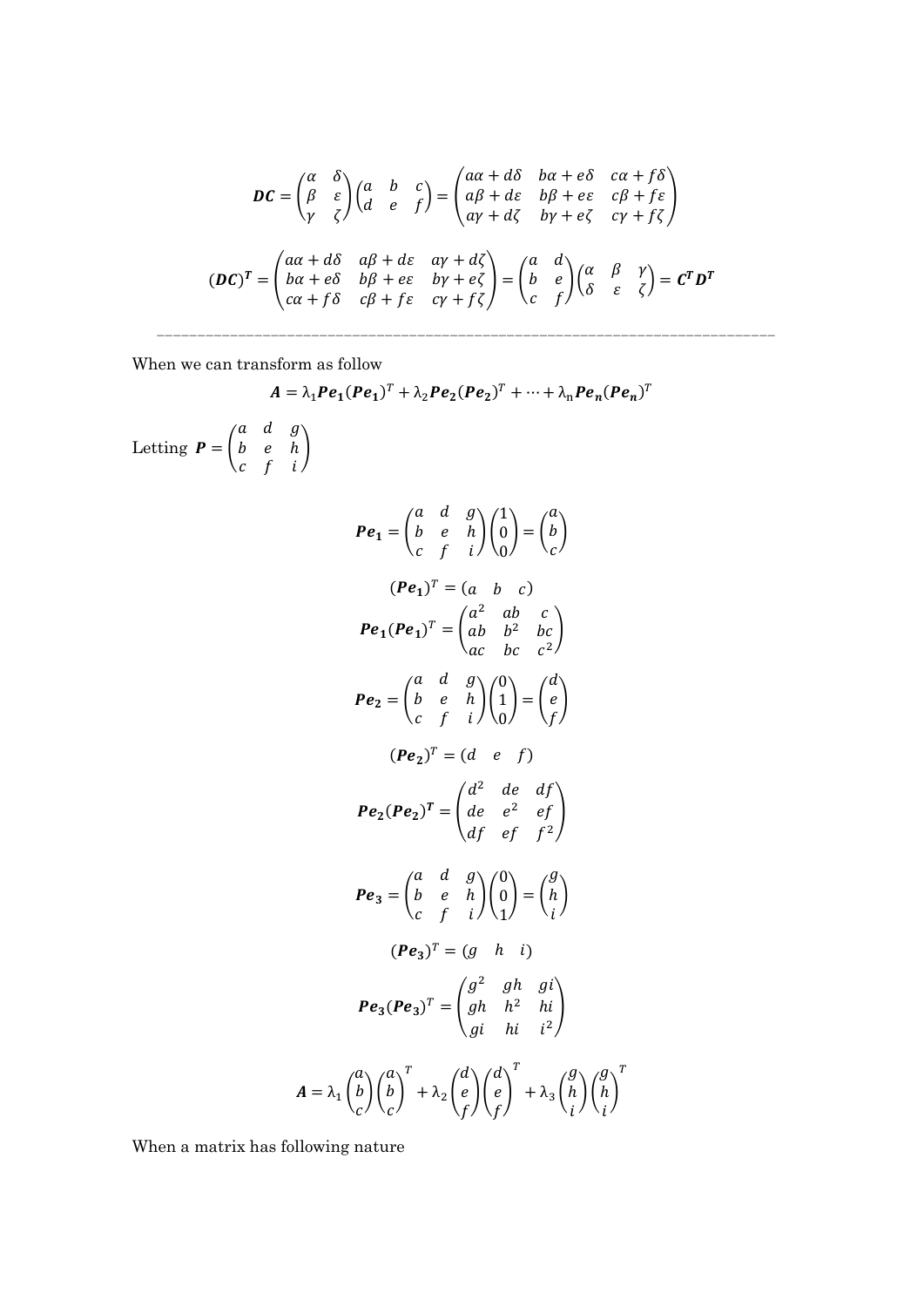$$\boldsymbol{DC} = \begin{pmatrix} \alpha & \delta \\ \beta & \varepsilon \\ \gamma & \zeta \end{pmatrix} \begin{pmatrix} a & b & c \\ d & e & f \end{pmatrix} = \begin{pmatrix} a\alpha + d\delta & b\alpha + e\delta & c\alpha + f\delta \\ a\beta + d\varepsilon & b\beta + e\varepsilon & c\beta + f\varepsilon \\ a\gamma + d\zeta & b\gamma + e\zeta & c\gamma + f\zeta \end{pmatrix}$$

$$(\boldsymbol{DC})^{\boldsymbol{T}} = \begin{pmatrix} a\alpha + d\delta & a\beta + d\varepsilon & a\gamma + d\zeta \\ b\alpha + e\delta & b\beta + e\varepsilon & b\gamma + e\zeta \\ c\alpha + f\delta & c\beta + f\varepsilon & c\gamma + f\zeta \end{pmatrix} = \begin{pmatrix} a & d \\ b & e \\ c & f \end{pmatrix} \begin{pmatrix} \alpha & \beta & \gamma \\ \delta & \varepsilon & \zeta \end{pmatrix} = \boldsymbol{C^T D^T}$$

---

When we can transform as follow

$$\boldsymbol{A} = \lambda_1 \boldsymbol{Pe_1}(\boldsymbol{Pe_1})^T + \lambda_2 \boldsymbol{Pe_2}(\boldsymbol{Pe_2})^T + \cdots + \lambda_n \boldsymbol{Pe_n}(\boldsymbol{Pe_n})^T$$

Letting $\boldsymbol{P} = \begin{pmatrix} a & d & g \\ b & e & h \\ c & f & i \end{pmatrix}$

$$\boldsymbol{Pe_1} = \begin{pmatrix} a & d & g \\ b & e & h \\ c & f & i \end{pmatrix} \begin{pmatrix} 1 \\ 0 \\ 0 \end{pmatrix} = \begin{pmatrix} a \\ b \\ c \end{pmatrix}$$

$$(\boldsymbol{Pe_1})^T = (a \quad b \quad c)$$

$$\boldsymbol{Pe_1}(\boldsymbol{Pe_1})^T = \begin{pmatrix} a^2 & ab & c \\ ab & b^2 & bc \\ ac & bc & c^2 \end{pmatrix}$$

$$\boldsymbol{Pe_2} = \begin{pmatrix} a & d & g \\ b & e & h \\ c & f & i \end{pmatrix} \begin{pmatrix} 0 \\ 1 \\ 0 \end{pmatrix} = \begin{pmatrix} d \\ e \\ f \end{pmatrix}$$

$$(\boldsymbol{Pe_2})^T = (d \quad e \quad f)$$

$$\boldsymbol{Pe_2}(\boldsymbol{Pe_2})^{\boldsymbol{T}} = \begin{pmatrix} d^2 & de & df \\ de & e^2 & ef \\ df & ef & f^2 \end{pmatrix}$$

$$\boldsymbol{Pe_3} = \begin{pmatrix} a & d & g \\ b & e & h \\ c & f & i \end{pmatrix} \begin{pmatrix} 0 \\ 0 \\ 1 \end{pmatrix} = \begin{pmatrix} g \\ h \\ i \end{pmatrix}$$

$$(\boldsymbol{Pe_3})^T = (g \quad h \quad i)$$

$$\boldsymbol{Pe_3}(\boldsymbol{Pe_3})^T = \begin{pmatrix} g^2 & gh & gi \\ gh & h^2 & hi \\ gi & hi & i^2 \end{pmatrix}$$

$$\boldsymbol{A} = \lambda_1 \begin{pmatrix} a \\ b \\ c \end{pmatrix} \begin{pmatrix} a \\ b \\ c \end{pmatrix}^T + \lambda_2 \begin{pmatrix} d \\ e \\ f \end{pmatrix} \begin{pmatrix} d \\ e \\ f \end{pmatrix}^T + \lambda_3 \begin{pmatrix} g \\ h \\ i \end{pmatrix} \begin{pmatrix} g \\ h \\ i \end{pmatrix}^T$$

When a matrix has following nature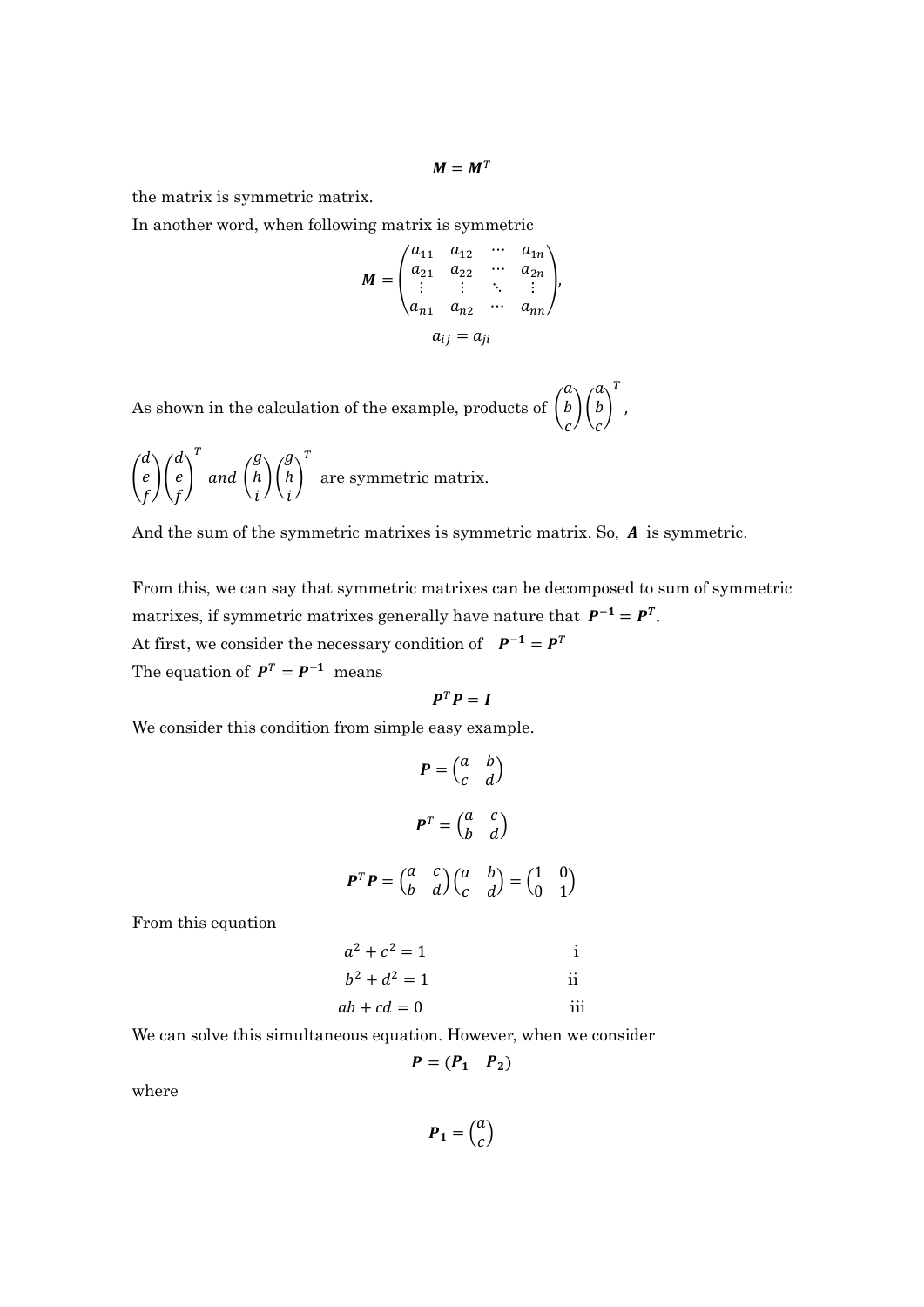$$\boldsymbol{M} = \boldsymbol{M}^T$$

the matrix is symmetric matrix.

In another word, when following matrix is symmetric

$$\boldsymbol{M} = \begin{pmatrix} a_{11} & a_{12} & \cdots & a_{1n} \\ a_{21} & a_{22} & \cdots & a_{2n} \\ \vdots & \vdots & \ddots & \vdots \\ a_{n1} & a_{n2} & \cdots & a_{nn} \end{pmatrix},$$

$$a_{ij} = a_{ji}$$

As shown in the calculation of the example, products of $\begin{pmatrix} a \\ b \\ c \end{pmatrix}\begin{pmatrix} a \\ b \\ c \end{pmatrix}^T$, $\begin{pmatrix} d \\ e \\ f \end{pmatrix}\begin{pmatrix} d \\ e \\ f \end{pmatrix}^T$ *and* $\begin{pmatrix} g \\ h \\ i \end{pmatrix}\begin{pmatrix} g \\ h \\ i \end{pmatrix}^T$ are symmetric matrix.

And the sum of the symmetric matrixes is symmetric matrix. So, $\boldsymbol{A}$ is symmetric.

From this, we can say that symmetric matrixes can be decomposed to sum of symmetric matrixes, if symmetric matrixes generally have nature that $\boldsymbol{P^{-1}} = \boldsymbol{P^T}$.

At first, we consider the necessary condition of $\boldsymbol{P^{-1}} = \boldsymbol{P}^T$

The equation of $\boldsymbol{P}^T = \boldsymbol{P^{-1}}$ means

$$\boldsymbol{P}^T\boldsymbol{P} = \boldsymbol{I}$$

We consider this condition from simple easy example.

$$\boldsymbol{P} = \begin{pmatrix} a & b \\ c & d \end{pmatrix}$$

$$\boldsymbol{P}^T = \begin{pmatrix} a & c \\ b & d \end{pmatrix}$$

$$\boldsymbol{P}^T\boldsymbol{P} = \begin{pmatrix} a & c \\ b & d \end{pmatrix}\begin{pmatrix} a & b \\ c & d \end{pmatrix} = \begin{pmatrix} 1 & 0 \\ 0 & 1 \end{pmatrix}$$

From this equation

$$a^2 + c^2 = 1 \qquad \text{i}$$

$$b^2 + d^2 = 1 \qquad \text{ii}$$

$$ab + cd = 0 \qquad \text{iii}$$

We can solve this simultaneous equation. However, when we consider

$$\boldsymbol{P} = (\boldsymbol{P_1} \quad \boldsymbol{P_2})$$

where

$$\boldsymbol{P_1} = \begin{pmatrix} a \\ c \end{pmatrix}$$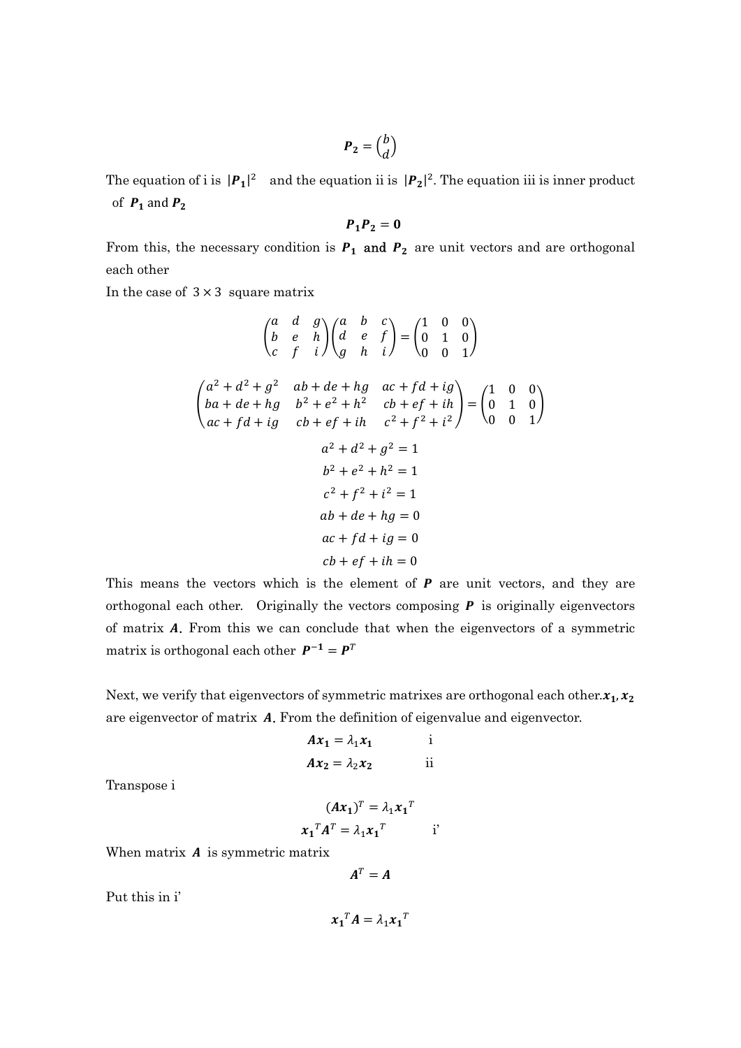$$\boldsymbol{P_2} = \begin{pmatrix} b \\ d \end{pmatrix}$$

The equation of i is $|\boldsymbol{P_1}|^2$ and the equation ii is $|\boldsymbol{P_2}|^2$. The equation iii is inner product of $\boldsymbol{P_1}$ and $\boldsymbol{P_2}$

$$\boldsymbol{P_1}\boldsymbol{P_2} = \boldsymbol{0}$$

From this, the necessary condition is $\boldsymbol{P_1}$ and $\boldsymbol{P_2}$ are unit vectors and are orthogonal each other

In the case of $3 \times 3$ square matrix

$$\begin{pmatrix} a & d & g \\ b & e & h \\ c & f & i \end{pmatrix} \begin{pmatrix} a & b & c \\ d & e & f \\ g & h & i \end{pmatrix} = \begin{pmatrix} 1 & 0 & 0 \\ 0 & 1 & 0 \\ 0 & 0 & 1 \end{pmatrix}$$

$$\begin{pmatrix} a^2 + d^2 + g^2 & ab + de + hg & ac + fd + ig \\ ba + de + hg & b^2 + e^2 + h^2 & cb + ef + ih \\ ac + fd + ig & cb + ef + ih & c^2 + f^2 + i^2 \end{pmatrix} = \begin{pmatrix} 1 & 0 & 0 \\ 0 & 1 & 0 \\ 0 & 0 & 1 \end{pmatrix}$$

$$a^2 + d^2 + g^2 = 1$$

$$b^2 + e^2 + h^2 = 1$$

$$c^2 + f^2 + i^2 = 1$$

$$ab + de + hg = 0$$

$$ac + fd + ig = 0$$

$$cb + ef + ih = 0$$

This means the vectors which is the element of $\boldsymbol{P}$ are unit vectors, and they are orthogonal each other. Originally the vectors composing $\boldsymbol{P}$ is originally eigenvectors of matrix $\boldsymbol{A}$. From this we can conclude that when the eigenvectors of a symmetric matrix is orthogonal each other $\boldsymbol{P^{-1}} = \boldsymbol{P}^T$

Next, we verify that eigenvectors of symmetric matrixes are orthogonal each other. $\boldsymbol{x_1}, \boldsymbol{x_2}$ are eigenvector of matrix $\boldsymbol{A}$. From the definition of eigenvalue and eigenvector.

$$\boldsymbol{A}\boldsymbol{x_1} = \lambda_1 \boldsymbol{x_1} \qquad \text{i}$$

$$\boldsymbol{A}\boldsymbol{x_2} = \lambda_2 \boldsymbol{x_2} \qquad \text{ii}$$

Transpose i

$$(\boldsymbol{A}\boldsymbol{x_1})^T = \lambda_1 \boldsymbol{x_1}^T$$

$$\boldsymbol{x_1}^T \boldsymbol{A}^T = \lambda_1 \boldsymbol{x_1}^T \qquad \text{i'}$$

When matrix $\boldsymbol{A}$ is symmetric matrix

$$\boldsymbol{A}^T = \boldsymbol{A}$$

Put this in i'

$$\boldsymbol{x_1}^T \boldsymbol{A} = \lambda_1 \boldsymbol{x_1}^T$$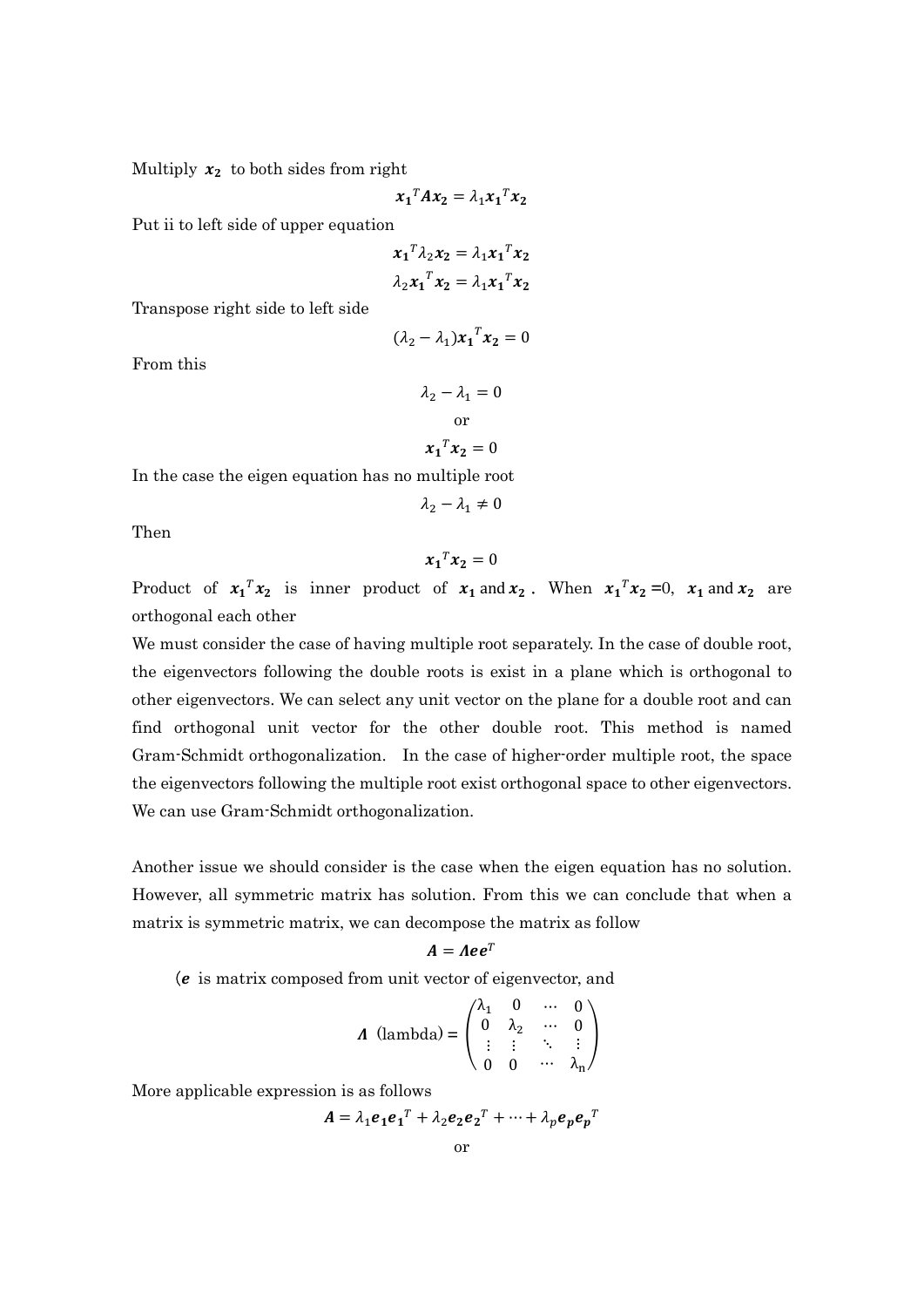Multiply $\boldsymbol{x_2}$ to both sides from right

$$\boldsymbol{x_1}^T\boldsymbol{A}\boldsymbol{x_2} = \lambda_1\boldsymbol{x_1}^T\boldsymbol{x_2}$$

Put ii to left side of upper equation

$$\boldsymbol{x_1}^T\lambda_2\boldsymbol{x_2} = \lambda_1\boldsymbol{x_1}^T\boldsymbol{x_2}$$

$$\lambda_2\boldsymbol{x_1}^T\boldsymbol{x_2} = \lambda_1\boldsymbol{x_1}^T\boldsymbol{x_2}$$

Transpose right side to left side

$$(\lambda_2 - \lambda_1)\boldsymbol{x_1}^T\boldsymbol{x_2} = 0$$

From this

$$\lambda_2 - \lambda_1 = 0$$

or

$$\boldsymbol{x_1}^T\boldsymbol{x_2} = 0$$

In the case the eigen equation has no multiple root

$$\lambda_2 - \lambda_1 \neq 0$$

Then

$$\boldsymbol{x_1}^T\boldsymbol{x_2} = 0$$

Product of $\boldsymbol{x_1}^T\boldsymbol{x_2}$ is inner product of $\boldsymbol{x_1}$ and $\boldsymbol{x_2}$. When $\boldsymbol{x_1}^T\boldsymbol{x_2}=0$, $\boldsymbol{x_1}$ and $\boldsymbol{x_2}$ are orthogonal each other

We must consider the case of having multiple root separately. In the case of double root, the eigenvectors following the double roots is exist in a plane which is orthogonal to other eigenvectors. We can select any unit vector on the plane for a double root and can find orthogonal unit vector for the other double root. This method is named Gram-Schmidt orthogonalization. In the case of higher-order multiple root, the space the eigenvectors following the multiple root exist orthogonal space to other eigenvectors. We can use Gram-Schmidt orthogonalization.

Another issue we should consider is the case when the eigen equation has no solution. However, all symmetric matrix has solution. From this we can conclude that when a matrix is symmetric matrix, we can decompose the matrix as follow

$$\boldsymbol{A} = \boldsymbol{\Lambda}\boldsymbol{e}\boldsymbol{e}^T$$

($\boldsymbol{e}$ is matrix composed from unit vector of eigenvector, and

$$\boldsymbol{\Lambda}\ \text{(lambda)} = \begin{pmatrix} \lambda_1 & 0 & \cdots & 0 \\ 0 & \lambda_2 & \cdots & 0 \\ \vdots & \vdots & \ddots & \vdots \\ 0 & 0 & \cdots & \lambda_n \end{pmatrix}$$

More applicable expression is as follows

$$\boldsymbol{A} = \lambda_1\boldsymbol{e_1}\boldsymbol{e_1}^T + \lambda_2\boldsymbol{e_2}\boldsymbol{e_2}^T + \cdots + \lambda_p\boldsymbol{e_p}\boldsymbol{e_p}^T$$

or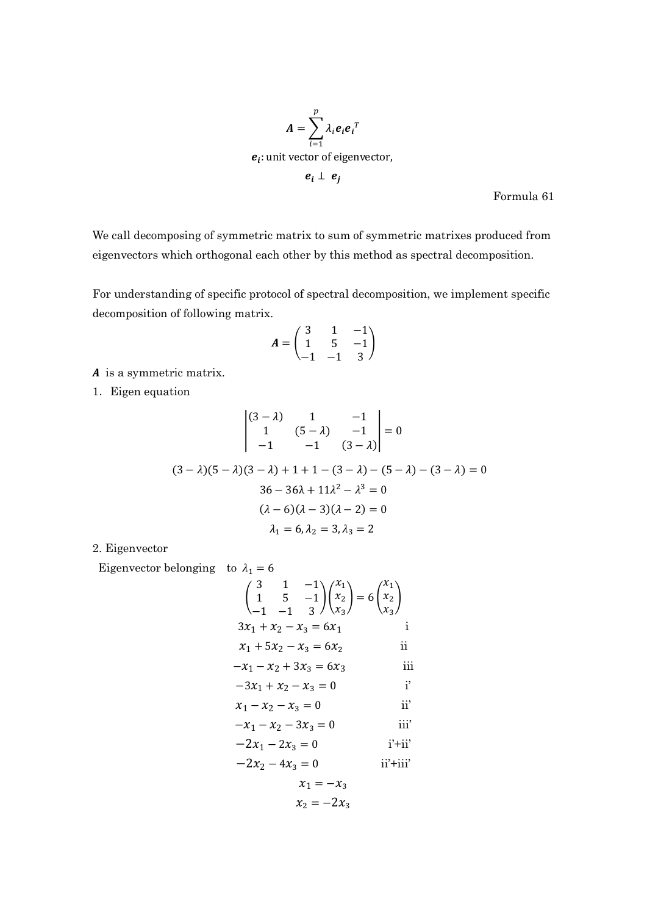$$A = \sum_{i=1}^{p} \lambda_i e_i e_i^T$$

$e_i$: unit vector of eigenvector,

$$e_i \perp e_j$$

Formula 61

We call decomposing of symmetric matrix to sum of symmetric matrixes produced from eigenvectors which orthogonal each other by this method as spectral decomposition.

For understanding of specific protocol of spectral decomposition, we implement specific decomposition of following matrix.

$$A = \begin{pmatrix} 3 & 1 & -1 \\ 1 & 5 & -1 \\ -1 & -1 & 3 \end{pmatrix}$$

$A$ is a symmetric matrix.

1. Eigen equation

$$\begin{vmatrix} (3-\lambda) & 1 & -1 \\ 1 & (5-\lambda) & -1 \\ -1 & -1 & (3-\lambda) \end{vmatrix} = 0$$

$$(3-\lambda)(5-\lambda)(3-\lambda) + 1 + 1 - (3-\lambda) - (5-\lambda) - (3-\lambda) = 0$$

$$36 - 36\lambda + 11\lambda^2 - \lambda^3 = 0$$

$$(\lambda - 6)(\lambda - 3)(\lambda - 2) = 0$$

$$\lambda_1 = 6, \lambda_2 = 3, \lambda_3 = 2$$

2. Eigenvector

Eigenvector belonging to $\lambda_1 = 6$

$$\begin{pmatrix} 3 & 1 & -1 \\ 1 & 5 & -1 \\ -1 & -1 & 3 \end{pmatrix} \begin{pmatrix} x_1 \\ x_2 \\ x_3 \end{pmatrix} = 6 \begin{pmatrix} x_1 \\ x_2 \\ x_3 \end{pmatrix}$$

$$3x_1 + x_2 - x_3 = 6x_1 \qquad \text{i}$$

$$x_1 + 5x_2 - x_3 = 6x_2 \qquad \text{ii}$$

$$-x_1 - x_2 + 3x_3 = 6x_3 \qquad \text{iii}$$

$$-3x_1 + x_2 - x_3 = 0 \qquad \text{i'}$$

$$x_1 - x_2 - x_3 = 0 \qquad \text{ii'}$$

$$-x_1 - x_2 - 3x_3 = 0 \qquad \text{iii'}$$

$$-2x_1 - 2x_3 = 0 \qquad \text{i'+ii'}$$

$$-2x_2 - 4x_3 = 0 \qquad \text{ii'+iii'}$$

$$x_1 = -x_3$$

$$x_2 = -2x_3$$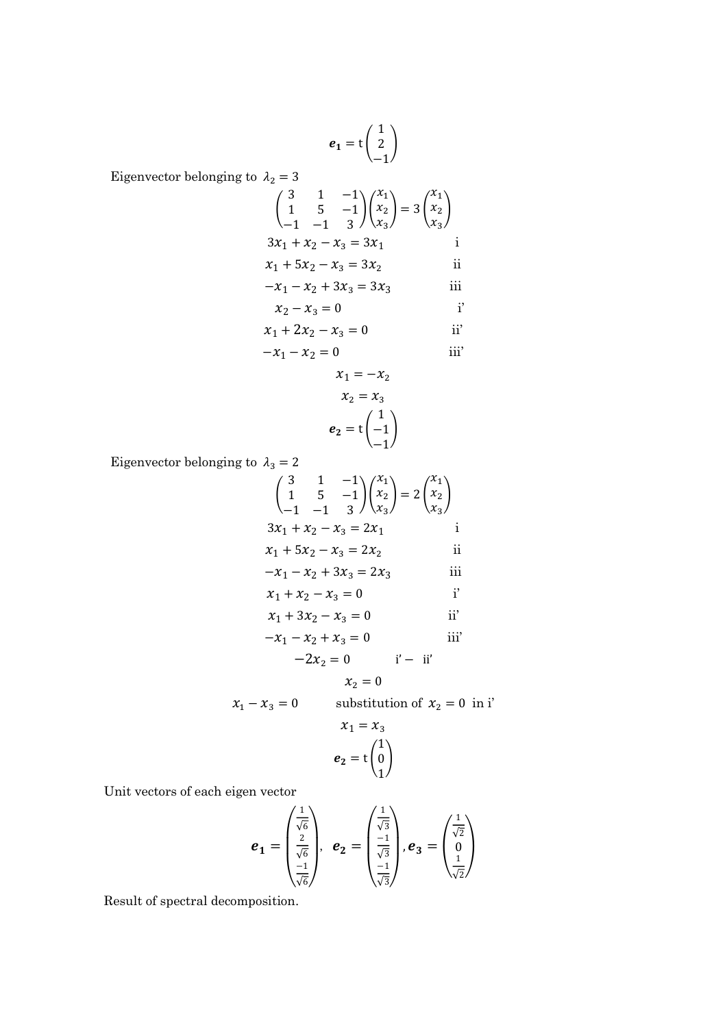$$\boldsymbol{e_1} = \mathrm{t}\begin{pmatrix} 1 \\ 2 \\ -1 \end{pmatrix}$$

Eigenvector belonging to $\lambda_2 = 3$

$$\begin{pmatrix} 3 & 1 & -1 \\ 1 & 5 & -1 \\ -1 & -1 & 3 \end{pmatrix}\begin{pmatrix} x_1 \\ x_2 \\ x_3 \end{pmatrix} = 3\begin{pmatrix} x_1 \\ x_2 \\ x_3 \end{pmatrix}$$

$$3x_1 + x_2 - x_3 = 3x_1 \qquad \text{i}$$

$$x_1 + 5x_2 - x_3 = 3x_2 \qquad \text{ii}$$

$$-x_1 - x_2 + 3x_3 = 3x_3 \qquad \text{iii}$$

$$x_2 - x_3 = 0 \qquad \text{i'}$$

$$x_1 + 2x_2 - x_3 = 0 \qquad \text{ii'}$$

$$-x_1 - x_2 = 0 \qquad \text{iii'}$$

$$x_1 = -x_2$$

$$x_2 = x_3$$

$$\boldsymbol{e_2} = \mathrm{t}\begin{pmatrix} 1 \\ -1 \\ -1 \end{pmatrix}$$

Eigenvector belonging to $\lambda_3 = 2$

$$\begin{pmatrix} 3 & 1 & -1 \\ 1 & 5 & -1 \\ -1 & -1 & 3 \end{pmatrix}\begin{pmatrix} x_1 \\ x_2 \\ x_3 \end{pmatrix} = 2\begin{pmatrix} x_1 \\ x_2 \\ x_3 \end{pmatrix}$$

$$3x_1 + x_2 - x_3 = 2x_1 \qquad \text{i}$$

$$x_1 + 5x_2 - x_3 = 2x_2 \qquad \text{ii}$$

$$-x_1 - x_2 + 3x_3 = 2x_3 \qquad \text{iii}$$

$$x_1 + x_2 - x_3 = 0 \qquad \text{i'}$$

$$x_1 + 3x_2 - x_3 = 0 \qquad \text{ii'}$$

$$-x_1 - x_2 + x_3 = 0 \qquad \text{iii'}$$

$$-2x_2 = 0 \qquad \text{i'} - \text{ii'}$$

$$x_2 = 0$$

$$x_1 - x_3 = 0 \qquad \text{substitution of } x_2 = 0 \text{ in i'}$$

$$x_1 = x_3$$

$$\boldsymbol{e_2} = \mathrm{t}\begin{pmatrix} 1 \\ 0 \\ 1 \end{pmatrix}$$

Unit vectors of each eigen vector

$$\boldsymbol{e_1} = \begin{pmatrix} \frac{1}{\sqrt{6}} \\ \frac{2}{\sqrt{6}} \\ \frac{-1}{\sqrt{6}} \end{pmatrix}, \quad \boldsymbol{e_2} = \begin{pmatrix} \frac{1}{\sqrt{3}} \\ \frac{-1}{\sqrt{3}} \\ \frac{-1}{\sqrt{3}} \end{pmatrix}, \boldsymbol{e_3} = \begin{pmatrix} \frac{1}{\sqrt{2}} \\ 0 \\ \frac{1}{\sqrt{2}} \end{pmatrix}$$

Result of spectral decomposition.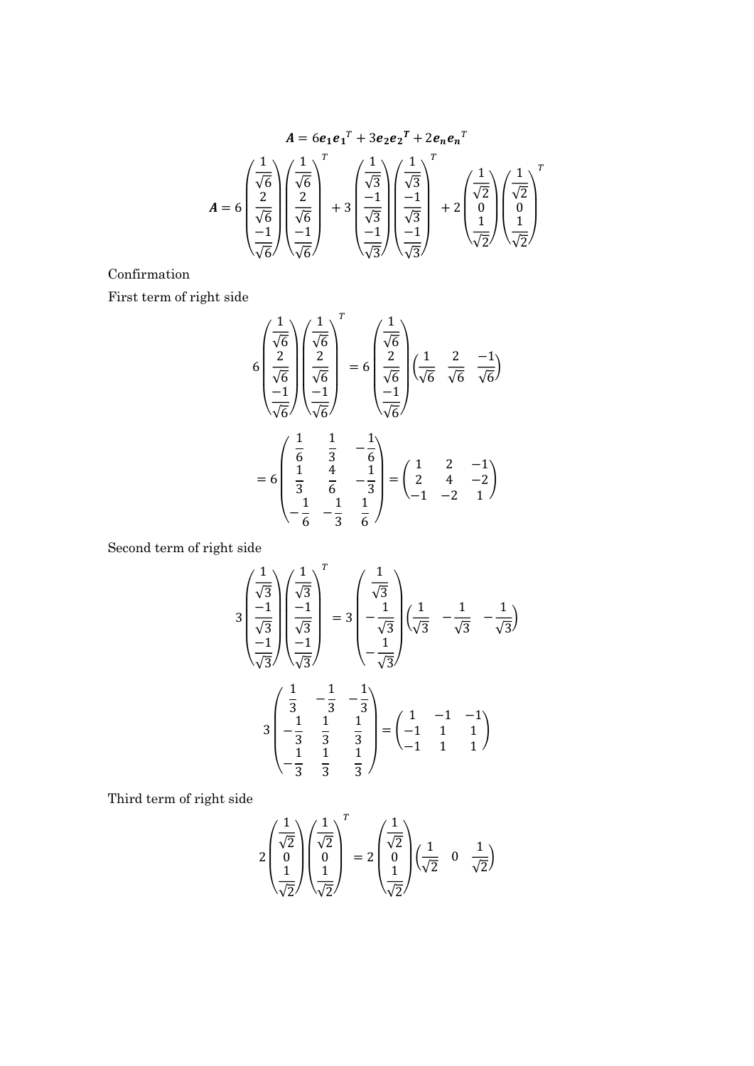$$\boldsymbol{A} = 6\boldsymbol{e_1}\boldsymbol{e_1}^T + 3\boldsymbol{e_2}\boldsymbol{e_2}^{\boldsymbol{T}} + 2\boldsymbol{e_n}\boldsymbol{e_n}^T$$

$$\boldsymbol{A} = 6\begin{pmatrix} \frac{1}{\sqrt{6}} \\ \frac{2}{\sqrt{6}} \\ \frac{-1}{\sqrt{6}} \end{pmatrix}\begin{pmatrix} \frac{1}{\sqrt{6}} \\ \frac{2}{\sqrt{6}} \\ \frac{-1}{\sqrt{6}} \end{pmatrix}^T + 3\begin{pmatrix} \frac{1}{\sqrt{3}} \\ \frac{-1}{\sqrt{3}} \\ \frac{-1}{\sqrt{3}} \end{pmatrix}\begin{pmatrix} \frac{1}{\sqrt{3}} \\ \frac{-1}{\sqrt{3}} \\ \frac{-1}{\sqrt{3}} \end{pmatrix}^T + 2\begin{pmatrix} \frac{1}{\sqrt{2}} \\ 0 \\ \frac{1}{\sqrt{2}} \end{pmatrix}\begin{pmatrix} \frac{1}{\sqrt{2}} \\ 0 \\ \frac{1}{\sqrt{2}} \end{pmatrix}^T$$

Confirmation

First term of right side

$$6\begin{pmatrix} \frac{1}{\sqrt{6}} \\ \frac{2}{\sqrt{6}} \\ \frac{-1}{\sqrt{6}} \end{pmatrix}\begin{pmatrix} \frac{1}{\sqrt{6}} \\ \frac{2}{\sqrt{6}} \\ \frac{-1}{\sqrt{6}} \end{pmatrix}^T = 6\begin{pmatrix} \frac{1}{\sqrt{6}} \\ \frac{2}{\sqrt{6}} \\ \frac{-1}{\sqrt{6}} \end{pmatrix}\begin{pmatrix} \frac{1}{\sqrt{6}} & \frac{2}{\sqrt{6}} & \frac{-1}{\sqrt{6}} \end{pmatrix}$$

$$= 6\begin{pmatrix} \frac{1}{6} & \frac{1}{3} & -\frac{1}{6} \\ \frac{1}{3} & \frac{4}{6} & -\frac{1}{3} \\ -\frac{1}{6} & -\frac{1}{3} & \frac{1}{6} \end{pmatrix} = \begin{pmatrix} 1 & 2 & -1 \\ 2 & 4 & -2 \\ -1 & -2 & 1 \end{pmatrix}$$

Second term of right side

$$3\begin{pmatrix} \frac{1}{\sqrt{3}} \\ \frac{-1}{\sqrt{3}} \\ \frac{-1}{\sqrt{3}} \end{pmatrix}\begin{pmatrix} \frac{1}{\sqrt{3}} \\ \frac{-1}{\sqrt{3}} \\ \frac{-1}{\sqrt{3}} \end{pmatrix}^T = 3\begin{pmatrix} \frac{1}{\sqrt{3}} \\ -\frac{1}{\sqrt{3}} \\ -\frac{1}{\sqrt{3}} \end{pmatrix}\begin{pmatrix} \frac{1}{\sqrt{3}} & -\frac{1}{\sqrt{3}} & -\frac{1}{\sqrt{3}} \end{pmatrix}$$

$$3\begin{pmatrix} \frac{1}{3} & -\frac{1}{3} & -\frac{1}{3} \\ -\frac{1}{3} & \frac{1}{3} & \frac{1}{3} \\ -\frac{1}{3} & \frac{1}{3} & \frac{1}{3} \end{pmatrix} = \begin{pmatrix} 1 & -1 & -1 \\ -1 & 1 & 1 \\ -1 & 1 & 1 \end{pmatrix}$$

Third term of right side

$$2\begin{pmatrix} \frac{1}{\sqrt{2}} \\ 0 \\ \frac{1}{\sqrt{2}} \end{pmatrix}\begin{pmatrix} \frac{1}{\sqrt{2}} \\ 0 \\ \frac{1}{\sqrt{2}} \end{pmatrix}^T = 2\begin{pmatrix} \frac{1}{\sqrt{2}} \\ 0 \\ \frac{1}{\sqrt{2}} \end{pmatrix}\begin{pmatrix} \frac{1}{\sqrt{2}} & 0 & \frac{1}{\sqrt{2}} \end{pmatrix}$$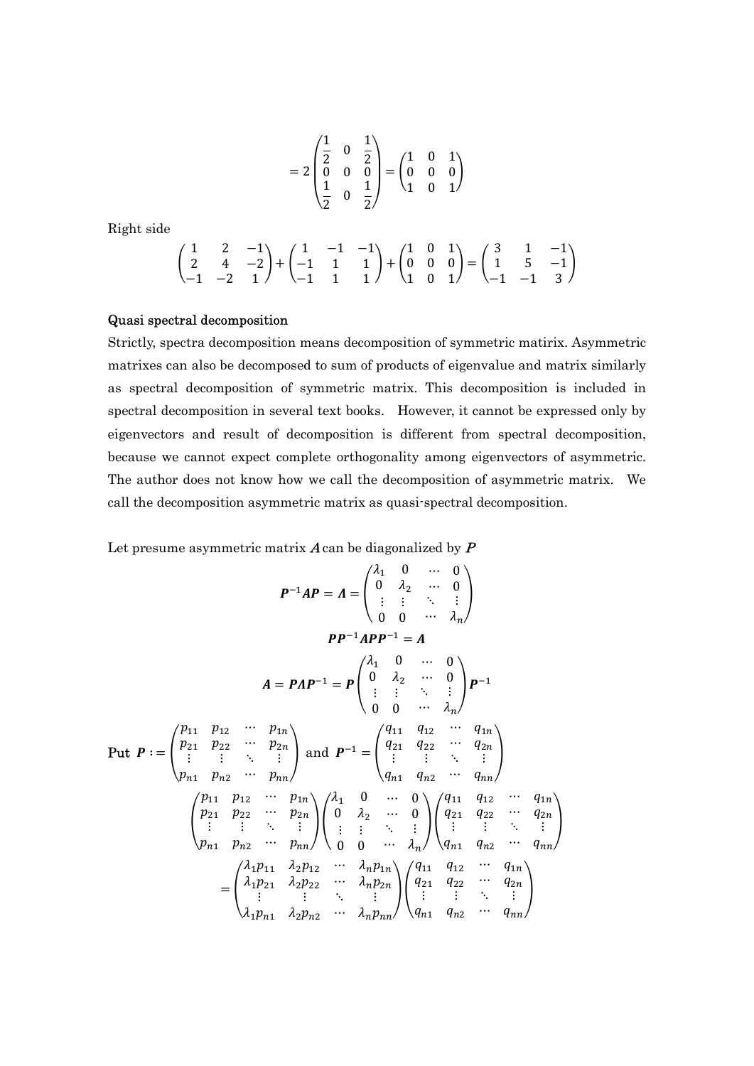$$= 2\begin{pmatrix} \frac{1}{2} & 0 & \frac{1}{2} \\ 0 & 0 & 0 \\ \frac{1}{2} & 0 & \frac{1}{2} \end{pmatrix} = \begin{pmatrix} 1 & 0 & 1 \\ 0 & 0 & 0 \\ 1 & 0 & 1 \end{pmatrix}$$

Right side

$$\begin{pmatrix} 1 & 2 & -1 \\ 2 & 4 & -2 \\ -1 & -2 & 1 \end{pmatrix} + \begin{pmatrix} 1 & -1 & -1 \\ -1 & 1 & 1 \\ -1 & 1 & 1 \end{pmatrix} + \begin{pmatrix} 1 & 0 & 1 \\ 0 & 0 & 0 \\ 1 & 0 & 1 \end{pmatrix} = \begin{pmatrix} 3 & 1 & -1 \\ 1 & 5 & -1 \\ -1 & -1 & 3 \end{pmatrix}$$

**Quasi spectral decomposition**

Strictly, spectra decomposition means decomposition of symmetric matirix. Asymmetric matrixes can also be decomposed to sum of products of eigenvalue and matrix similarly as spectral decomposition of symmetric matrix. This decomposition is included in spectral decomposition in several text books. However, it cannot be expressed only by eigenvectors and result of decomposition is different from spectral decomposition, because we cannot expect complete orthogonality among eigenvectors of asymmetric. The author does not know how we call the decomposition of asymmetric matrix. We call the decomposition asymmetric matrix as quasi-spectral decomposition.

Let presume asymmetric matrix $\boldsymbol{A}$ can be diagonalized by $\boldsymbol{P}$

$$\boldsymbol{P}^{-1}\boldsymbol{A}\boldsymbol{P} = \boldsymbol{\Lambda} = \begin{pmatrix} \lambda_1 & 0 & \cdots & 0 \\ 0 & \lambda_2 & \cdots & 0 \\ \vdots & \vdots & \ddots & \vdots \\ 0 & 0 & \cdots & \lambda_n \end{pmatrix}$$

$$\boldsymbol{P}\boldsymbol{P}^{-1}\boldsymbol{A}\boldsymbol{P}\boldsymbol{P}^{-1} = \boldsymbol{A}$$

$$\boldsymbol{A} = \boldsymbol{P}\boldsymbol{\Lambda}\boldsymbol{P}^{-1} = \boldsymbol{P}\begin{pmatrix} \lambda_1 & 0 & \cdots & 0 \\ 0 & \lambda_2 & \cdots & 0 \\ \vdots & \vdots & \ddots & \vdots \\ 0 & 0 & \cdots & \lambda_n \end{pmatrix}\boldsymbol{P}^{-1}$$

Put $\boldsymbol{P} := \begin{pmatrix} p_{11} & p_{12} & \cdots & p_{1n} \\ p_{21} & p_{22} & \cdots & p_{2n} \\ \vdots & \vdots & \ddots & \vdots \\ p_{n1} & p_{n2} & \cdots & p_{nn} \end{pmatrix}$ and $\boldsymbol{P}^{-1} = \begin{pmatrix} q_{11} & q_{12} & \cdots & q_{1n} \\ q_{21} & q_{22} & \cdots & q_{2n} \\ \vdots & \vdots & \ddots & \vdots \\ q_{n1} & q_{n2} & \cdots & q_{nn} \end{pmatrix}$

$$\begin{pmatrix} p_{11} & p_{12} & \cdots & p_{1n} \\ p_{21} & p_{22} & \cdots & p_{2n} \\ \vdots & \vdots & \ddots & \vdots \\ p_{n1} & p_{n2} & \cdots & p_{nn} \end{pmatrix}\begin{pmatrix} \lambda_1 & 0 & \cdots & 0 \\ 0 & \lambda_2 & \cdots & 0 \\ \vdots & \vdots & \ddots & \vdots \\ 0 & 0 & \cdots & \lambda_n \end{pmatrix}\begin{pmatrix} q_{11} & q_{12} & \cdots & q_{1n} \\ q_{21} & q_{22} & \cdots & q_{2n} \\ \vdots & \vdots & \ddots & \vdots \\ q_{n1} & q_{n2} & \cdots & q_{nn} \end{pmatrix}$$

$$= \begin{pmatrix} \lambda_1 p_{11} & \lambda_2 p_{12} & \cdots & \lambda_n p_{1n} \\ \lambda_1 p_{21} & \lambda_2 p_{22} & \cdots & \lambda_n p_{2n} \\ \vdots & \vdots & \ddots & \vdots \\ \lambda_1 p_{n1} & \lambda_2 p_{n2} & \cdots & \lambda_n p_{nn} \end{pmatrix}\begin{pmatrix} q_{11} & q_{12} & \cdots & q_{1n} \\ q_{21} & q_{22} & \cdots & q_{2n} \\ \vdots & \vdots & \ddots & \vdots \\ q_{n1} & q_{n2} & \cdots & q_{nn} \end{pmatrix}$$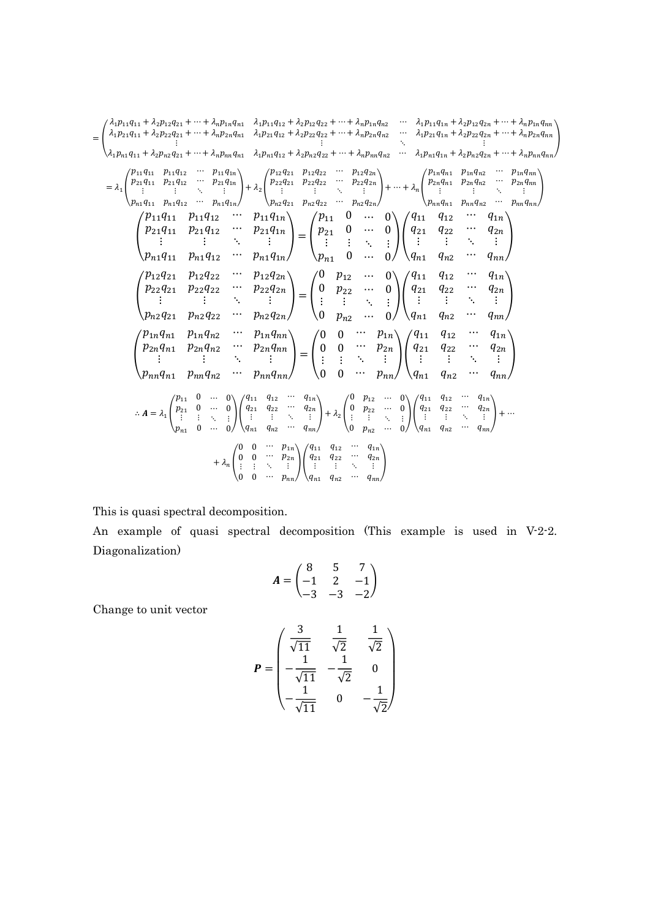$$
= \begin{pmatrix} \lambda_1 p_{11}q_{11} + \lambda_2 p_{12}q_{21} + \cdots + \lambda_n p_{1n}q_{n1} & \lambda_1 p_{11}q_{12} + \lambda_2 p_{12}q_{22} + \cdots + \lambda_n p_{1n}q_{n2} & \cdots & \lambda_1 p_{11}q_{1n} + \lambda_2 p_{12}q_{2n} + \cdots + \lambda_n p_{1n}q_{nn} \\ \lambda_1 p_{21}q_{11} + \lambda_2 p_{22}q_{21} + \cdots + \lambda_n p_{2n}q_{n1} & \lambda_1 p_{21}q_{12} + \lambda_2 p_{22}q_{22} + \cdots + \lambda_n p_{2n}q_{n2} & \cdots & \lambda_1 p_{21}q_{1n} + \lambda_2 p_{22}q_{2n} + \cdots + \lambda_n p_{2n}q_{nn} \\ \vdots & \vdots & \ddots & \vdots \\ \lambda_1 p_{n1}q_{11} + \lambda_2 p_{n2}q_{21} + \cdots + \lambda_n p_{nn}q_{n1} & \lambda_1 p_{n1}q_{12} + \lambda_2 p_{n2}q_{22} + \cdots + \lambda_n p_{nn}q_{n2} & \cdots & \lambda_1 p_{n1}q_{1n} + \lambda_2 p_{n2}q_{2n} + \cdots + \lambda_n p_{nn}q_{nn} \end{pmatrix}
$$

$$
= \lambda_1 \begin{pmatrix} p_{11}q_{11} & p_{11}q_{12} & \cdots & p_{11}q_{1n} \\ p_{21}q_{11} & p_{21}q_{12} & \cdots & p_{21}q_{1n} \\ \vdots & \vdots & \ddots & \vdots \\ p_{n1}q_{11} & p_{n1}q_{12} & \cdots & p_{n1}q_{1n} \end{pmatrix} + \lambda_2 \begin{pmatrix} p_{12}q_{21} & p_{12}q_{22} & \cdots & p_{12}q_{2n} \\ p_{22}q_{21} & p_{22}q_{22} & \cdots & p_{22}q_{2n} \\ \vdots & \vdots & \ddots & \vdots \\ p_{n2}q_{21} & p_{n2}q_{22} & \cdots & p_{n2}q_{2n} \end{pmatrix} + \cdots + \lambda_n \begin{pmatrix} p_{1n}q_{n1} & p_{1n}q_{n2} & \cdots & p_{1n}q_{nn} \\ p_{2n}q_{n1} & p_{2n}q_{n2} & \cdots & p_{2n}q_{nn} \\ \vdots & \vdots & \ddots & \vdots \\ p_{nn}q_{n1} & p_{nn}q_{n2} & \cdots & p_{nn}q_{nn} \end{pmatrix}
$$

$$
\begin{pmatrix} p_{11}q_{11} & p_{11}q_{12} & \cdots & p_{11}q_{1n} \\ p_{21}q_{11} & p_{21}q_{12} & \cdots & p_{21}q_{1n} \\ \vdots & \vdots & \ddots & \vdots \\ p_{n1}q_{11} & p_{n1}q_{12} & \cdots & p_{n1}q_{1n} \end{pmatrix} = \begin{pmatrix} p_{11} & 0 & \cdots & 0 \\ p_{21} & 0 & \cdots & 0 \\ \vdots & \vdots & \ddots & \vdots \\ p_{n1} & 0 & \cdots & 0 \end{pmatrix} \begin{pmatrix} q_{11} & q_{12} & \cdots & q_{1n} \\ q_{21} & q_{22} & \cdots & q_{2n} \\ \vdots & \vdots & \ddots & \vdots \\ q_{n1} & q_{n2} & \cdots & q_{nn} \end{pmatrix}
$$

$$
\begin{pmatrix} p_{12}q_{21} & p_{12}q_{22} & \cdots & p_{12}q_{2n} \\ p_{22}q_{21} & p_{22}q_{22} & \cdots & p_{22}q_{2n} \\ \vdots & \vdots & \ddots & \vdots \\ p_{n2}q_{21} & p_{n2}q_{22} & \cdots & p_{n2}q_{2n} \end{pmatrix} = \begin{pmatrix} 0 & p_{12} & \cdots & 0 \\ 0 & p_{22} & \cdots & 0 \\ \vdots & \vdots & \ddots & \vdots \\ 0 & p_{n2} & \cdots & 0 \end{pmatrix} \begin{pmatrix} q_{11} & q_{12} & \cdots & q_{1n} \\ q_{21} & q_{22} & \cdots & q_{2n} \\ \vdots & \vdots & \ddots & \vdots \\ q_{n1} & q_{n2} & \cdots & q_{nn} \end{pmatrix}
$$

$$
\begin{pmatrix} p_{1n}q_{n1} & p_{1n}q_{n2} & \cdots & p_{1n}q_{nn} \\ p_{2n}q_{n1} & p_{2n}q_{n2} & \cdots & p_{2n}q_{nn} \\ \vdots & \vdots & \ddots & \vdots \\ p_{nn}q_{n1} & p_{nn}q_{n2} & \cdots & p_{nn}q_{nn} \end{pmatrix} = \begin{pmatrix} 0 & 0 & \cdots & p_{1n} \\ 0 & 0 & \cdots & p_{2n} \\ \vdots & \vdots & \ddots & \vdots \\ 0 & 0 & \cdots & p_{nn} \end{pmatrix} \begin{pmatrix} q_{11} & q_{12} & \cdots & q_{1n} \\ q_{21} & q_{22} & \cdots & q_{2n} \\ \vdots & \vdots & \ddots & \vdots \\ q_{n1} & q_{n2} & \cdots & q_{nn} \end{pmatrix}
$$

$$
\therefore \boldsymbol{A} = \lambda_1 \begin{pmatrix} p_{11} & 0 & \cdots & 0 \\ p_{21} & 0 & \cdots & 0 \\ \vdots & \vdots & \ddots & \vdots \\ p_{n1} & 0 & \cdots & 0 \end{pmatrix} \begin{pmatrix} q_{11} & q_{12} & \cdots & q_{1n} \\ q_{21} & q_{22} & \cdots & q_{2n} \\ \vdots & \vdots & \ddots & \vdots \\ q_{n1} & q_{n2} & \cdots & q_{nn} \end{pmatrix} + \lambda_2 \begin{pmatrix} 0 & p_{12} & \cdots & 0 \\ 0 & p_{22} & \cdots & 0 \\ \vdots & \vdots & \ddots & \vdots \\ 0 & p_{n2} & \cdots & 0 \end{pmatrix} \begin{pmatrix} q_{11} & q_{12} & \cdots & q_{1n} \\ q_{21} & q_{22} & \cdots & q_{2n} \\ \vdots & \vdots & \ddots & \vdots \\ q_{n1} & q_{n2} & \cdots & q_{nn} \end{pmatrix} + \cdots
$$

$$
+ \lambda_n \begin{pmatrix} 0 & 0 & \cdots & p_{1n} \\ 0 & 0 & \cdots & p_{2n} \\ \vdots & \vdots & \ddots & \vdots \\ 0 & 0 & \cdots & p_{nn} \end{pmatrix} \begin{pmatrix} q_{11} & q_{12} & \cdots & q_{1n} \\ q_{21} & q_{22} & \cdots & q_{2n} \\ \vdots & \vdots & \ddots & \vdots \\ q_{n1} & q_{n2} & \cdots & q_{nn} \end{pmatrix}
$$

This is quasi spectral decomposition.

An example of quasi spectral decomposition (This example is used in V-2-2. Diagonalization)

$$
\boldsymbol{A} = \begin{pmatrix} 8 & 5 & 7 \\ -1 & 2 & -1 \\ -3 & -3 & -2 \end{pmatrix}
$$

Change to unit vector

$$
\boldsymbol{P} = \begin{pmatrix} \frac{3}{\sqrt{11}} & \frac{1}{\sqrt{2}} & \frac{1}{\sqrt{2}} \\ -\frac{1}{\sqrt{11}} & -\frac{1}{\sqrt{2}} & 0 \\ -\frac{1}{\sqrt{11}} & 0 & -\frac{1}{\sqrt{2}} \end{pmatrix}
$$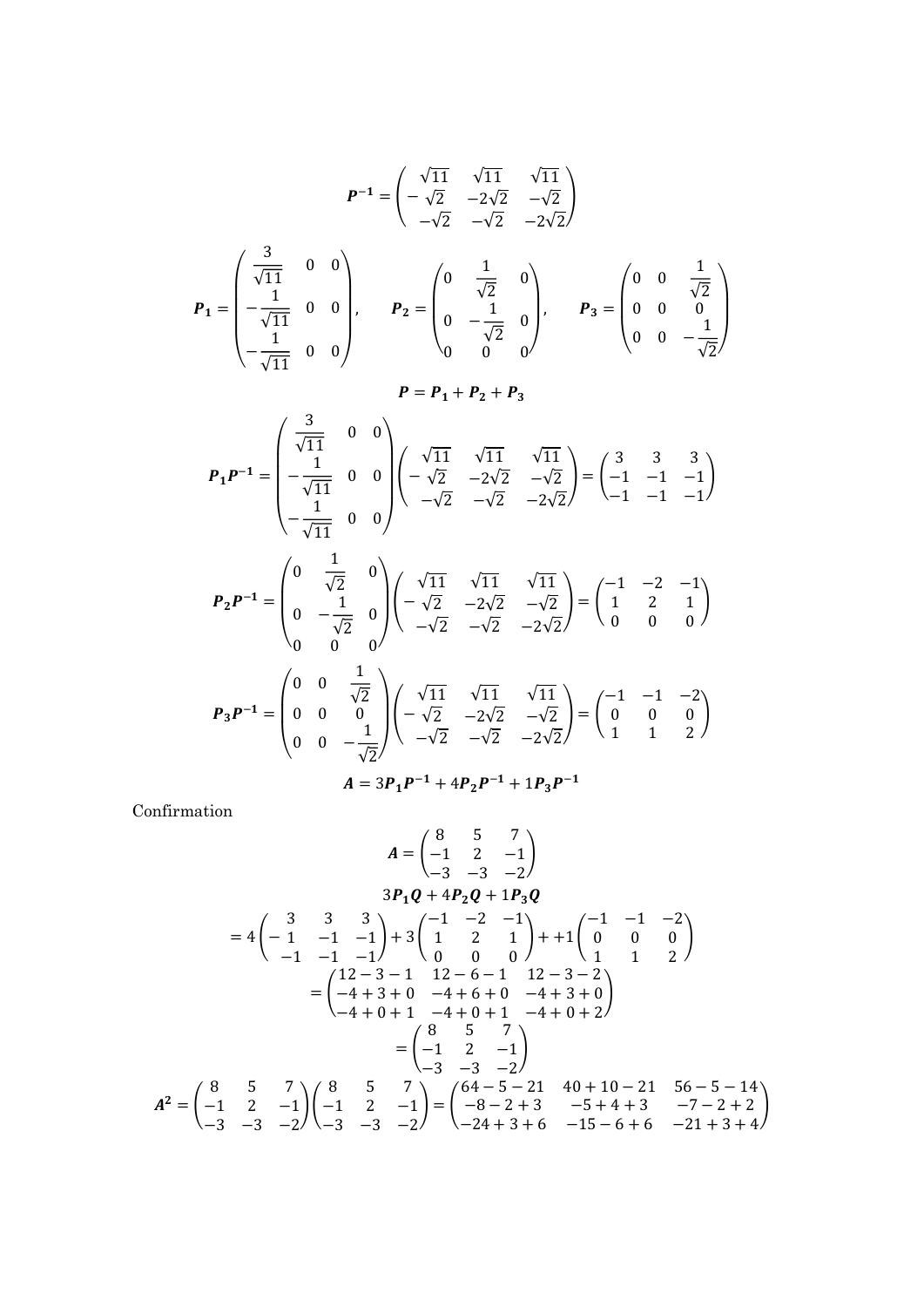$$P^{-1} = \begin{pmatrix} \sqrt{11} & \sqrt{11} & \sqrt{11} \\ -\sqrt{2} & -2\sqrt{2} & -\sqrt{2} \\ -\sqrt{2} & -\sqrt{2} & -2\sqrt{2} \end{pmatrix}$$

$$P_1 = \begin{pmatrix} \frac{3}{\sqrt{11}} & 0 & 0 \\ -\frac{1}{\sqrt{11}} & 0 & 0 \\ -\frac{1}{\sqrt{11}} & 0 & 0 \end{pmatrix}, \qquad P_2 = \begin{pmatrix} 0 & \frac{1}{\sqrt{2}} & 0 \\ 0 & -\frac{1}{\sqrt{2}} & 0 \\ 0 & 0 & 0 \end{pmatrix}, \qquad P_3 = \begin{pmatrix} 0 & 0 & \frac{1}{\sqrt{2}} \\ 0 & 0 & 0 \\ 0 & 0 & -\frac{1}{\sqrt{2}} \end{pmatrix}$$

$$P = P_1 + P_2 + P_3$$

$$P_1 P^{-1} = \begin{pmatrix} \frac{3}{\sqrt{11}} & 0 & 0 \\ -\frac{1}{\sqrt{11}} & 0 & 0 \\ -\frac{1}{\sqrt{11}} & 0 & 0 \end{pmatrix} \begin{pmatrix} \sqrt{11} & \sqrt{11} & \sqrt{11} \\ -\sqrt{2} & -2\sqrt{2} & -\sqrt{2} \\ -\sqrt{2} & -\sqrt{2} & -2\sqrt{2} \end{pmatrix} = \begin{pmatrix} 3 & 3 & 3 \\ -1 & -1 & -1 \\ -1 & -1 & -1 \end{pmatrix}$$

$$P_2 P^{-1} = \begin{pmatrix} 0 & \frac{1}{\sqrt{2}} & 0 \\ 0 & -\frac{1}{\sqrt{2}} & 0 \\ 0 & 0 & 0 \end{pmatrix} \begin{pmatrix} \sqrt{11} & \sqrt{11} & \sqrt{11} \\ -\sqrt{2} & -2\sqrt{2} & -\sqrt{2} \\ -\sqrt{2} & -\sqrt{2} & -2\sqrt{2} \end{pmatrix} = \begin{pmatrix} -1 & -2 & -1 \\ 1 & 2 & 1 \\ 0 & 0 & 0 \end{pmatrix}$$

$$P_3 P^{-1} = \begin{pmatrix} 0 & 0 & \frac{1}{\sqrt{2}} \\ 0 & 0 & 0 \\ 0 & 0 & -\frac{1}{\sqrt{2}} \end{pmatrix} \begin{pmatrix} \sqrt{11} & \sqrt{11} & \sqrt{11} \\ -\sqrt{2} & -2\sqrt{2} & -\sqrt{2} \\ -\sqrt{2} & -\sqrt{2} & -2\sqrt{2} \end{pmatrix} = \begin{pmatrix} -1 & -1 & -2 \\ 0 & 0 & 0 \\ 1 & 1 & 2 \end{pmatrix}$$

$$A = 3P_1 P^{-1} + 4P_2 P^{-1} + 1P_3 P^{-1}$$

Confirmation

$$A = \begin{pmatrix} 8 & 5 & 7 \\ -1 & 2 & -1 \\ -3 & -3 & -2 \end{pmatrix}$$

$$3P_1 Q + 4P_2 Q + 1P_3 Q$$

$$= 4\begin{pmatrix} 3 & 3 & 3 \\ -1 & -1 & -1 \\ -1 & -1 & -1 \end{pmatrix} + 3\begin{pmatrix} -1 & -2 & -1 \\ 1 & 2 & 1 \\ 0 & 0 & 0 \end{pmatrix} + +1\begin{pmatrix} -1 & -1 & -2 \\ 0 & 0 & 0 \\ 1 & 1 & 2 \end{pmatrix}$$

$$= \begin{pmatrix} 12-3-1 & 12-6-1 & 12-3-2 \\ -4+3+0 & -4+6+0 & -4+3+0 \\ -4+0+1 & -4+0+1 & -4+0+2 \end{pmatrix}$$

$$= \begin{pmatrix} 8 & 5 & 7 \\ -1 & 2 & -1 \\ -3 & -3 & -2 \end{pmatrix}$$

$$A^2 = \begin{pmatrix} 8 & 5 & 7 \\ -1 & 2 & -1 \\ -3 & -3 & -2 \end{pmatrix} \begin{pmatrix} 8 & 5 & 7 \\ -1 & 2 & -1 \\ -3 & -3 & -2 \end{pmatrix} = \begin{pmatrix} 64-5-21 & 40+10-21 & 56-5-14 \\ -8-2+3 & -5+4+3 & -7-2+2 \\ -24+3+6 & -15-6+6 & -21+3+4 \end{pmatrix}$$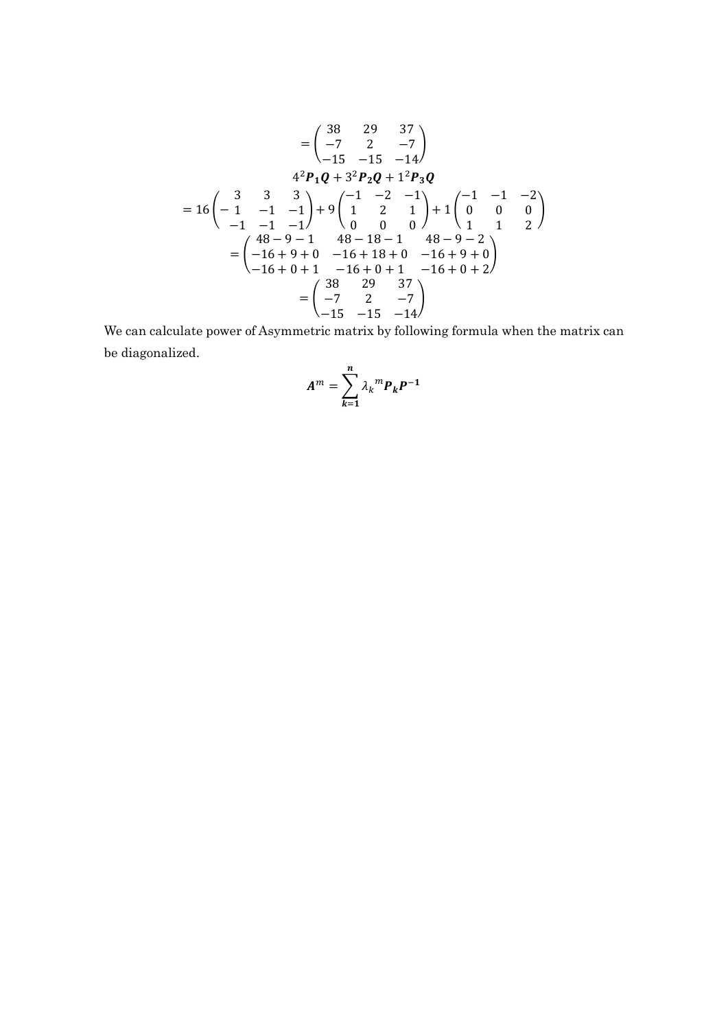$$= \begin{pmatrix} 38 & 29 & 37 \\ -7 & 2 & -7 \\ -15 & -15 & -14 \end{pmatrix}$$

$$4^2 \boldsymbol{P_1 Q} + 3^2 \boldsymbol{P_2 Q} + 1^2 \boldsymbol{P_3 Q}$$

$$= 16 \begin{pmatrix} 3 & 3 & 3 \\ -1 & -1 & -1 \\ -1 & -1 & -1 \end{pmatrix} + 9 \begin{pmatrix} -1 & -2 & -1 \\ 1 & 2 & 1 \\ 0 & 0 & 0 \end{pmatrix} + 1 \begin{pmatrix} -1 & -1 & -2 \\ 0 & 0 & 0 \\ 1 & 1 & 2 \end{pmatrix}$$

$$= \begin{pmatrix} 48-9-1 & 48-18-1 & 48-9-2 \\ -16+9+0 & -16+18+0 & -16+9+0 \\ -16+0+1 & -16+0+1 & -16+0+2 \end{pmatrix}$$

$$= \begin{pmatrix} 38 & 29 & 37 \\ -7 & 2 & -7 \\ -15 & -15 & -14 \end{pmatrix}$$

We can calculate power of Asymmetric matrix by following formula when the matrix can be diagonalized.

$$\boldsymbol{A}^m = \sum_{\boldsymbol{k=1}}^{\boldsymbol{n}} {\lambda_k}^m \boldsymbol{P_k P^{-1}}$$